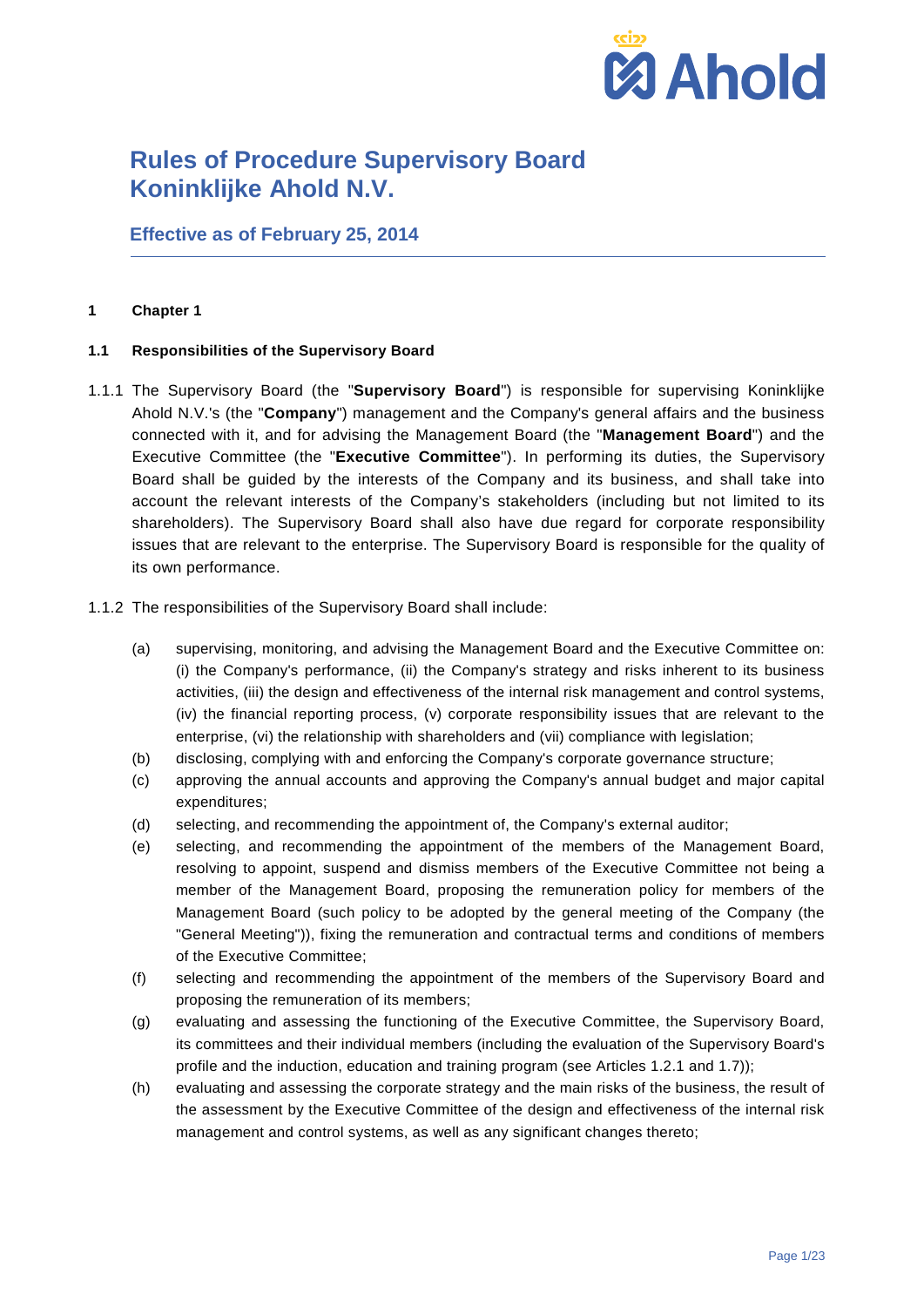# Rules of Procedure Supervisory Board Koninklijke Ahold N.V.

## Effective as of February 25, 2014

### 1 Chapter 1

### 1.1 Responsibilities of the Supervisory Board

1.1.1 The Supervisory Board (the "**Supervisory Board**") is responsible for supervising Koninklijke Ahold N.V.'s (the "**Company**") management and the Company's general affairs and the business connected with it, and for advising the Management Board (the "**Management Board**") and the Executive Committee (the "**Executive Committee**"). In performing its duties, the Supervisory Board shall be guided by the interests of the Company and its business, and shall take into account the relevant interests of the Company's stakeholders (including but not limited to its shareholders). The Supervisory Board shall also have due regard for corporate responsibility issues that are relevant to the enterprise. The Supervisory Board is responsible for the quality of its own performance.

1.1.2 The responsibilities of the Supervisory Board shall include:

(a) supervising, monitoring, and advising the Management Board and the Executive Committee on: (i) the Company's performance, (ii) the Company's strategy and risks inherent to its business activities, (iii) the design and effectiveness of the internal risk management and control systems, (iv) the financial reporting process, (v) corporate responsibility issues that are relevant to the enterprise, (vi) the relationship with shareholders and (vii) compliance with legislation;

(b) disclosing, complying with and enforcing the Company's corporate governance structure;

(c) approving the annual accounts and approving the Company's annual budget and major capital expenditures;

(d) selecting, and recommending the appointment of, the Company's external auditor;

(e) selecting, and recommending the appointment of the members of the Management Board, resolving to appoint, suspend and dismiss members of the Executive Committee not being a member of the Management Board, proposing the remuneration policy for members of the Management Board (such policy to be adopted by the general meeting of the Company (the "General Meeting")), fixing the remuneration and contractual terms and conditions of members of the Executive Committee;

(f) selecting and recommending the appointment of the members of the Supervisory Board and proposing the remuneration of its members;

(g) evaluating and assessing the functioning of the Executive Committee, the Supervisory Board, its committees and their individual members (including the evaluation of the Supervisory Board's profile and the induction, education and training program (see Articles 1.2.1 and 1.7));

(h) evaluating and assessing the corporate strategy and the main risks of the business, the result of the assessment by the Executive Committee of the design and effectiveness of the internal risk management and control systems, as well as any significant changes thereto;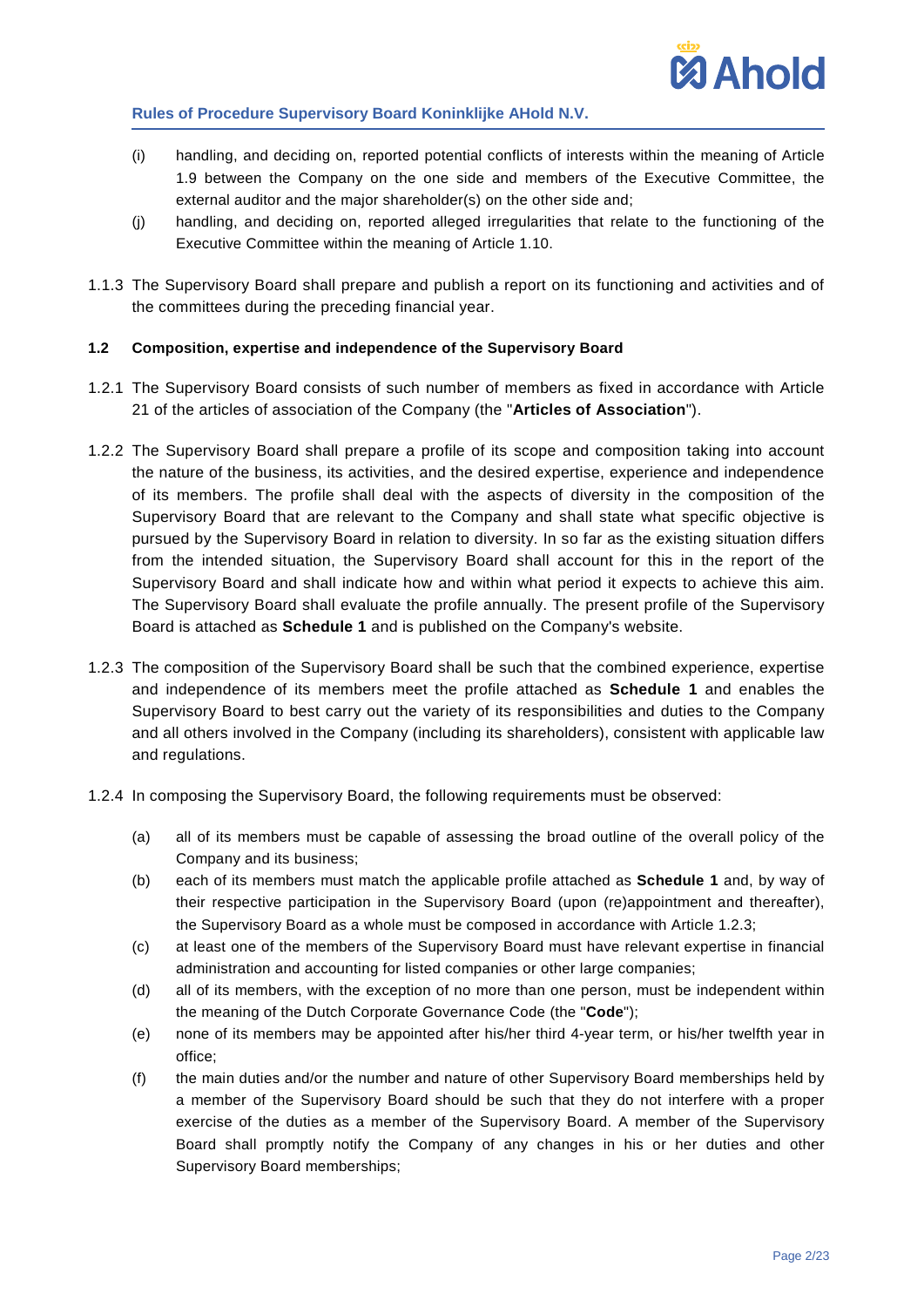(i) handling, and deciding on, reported potential conflicts of interests within the meaning of Article 1.9 between the Company on the one side and members of the Executive Committee, the external auditor and the major shareholder(s) on the other side and;

(j) handling, and deciding on, reported alleged irregularities that relate to the functioning of the Executive Committee within the meaning of Article 1.10.

1.1.3 The Supervisory Board shall prepare and publish a report on its functioning and activities and of the committees during the preceding financial year.

**1.2 Composition, expertise and independence of the Supervisory Board**

1.2.1 The Supervisory Board consists of such number of members as fixed in accordance with Article 21 of the articles of association of the Company (the "**Articles of Association**").

1.2.2 The Supervisory Board shall prepare a profile of its scope and composition taking into account the nature of the business, its activities, and the desired expertise, experience and independence of its members. The profile shall deal with the aspects of diversity in the composition of the Supervisory Board that are relevant to the Company and shall state what specific objective is pursued by the Supervisory Board in relation to diversity. In so far as the existing situation differs from the intended situation, the Supervisory Board shall account for this in the report of the Supervisory Board and shall indicate how and within what period it expects to achieve this aim. The Supervisory Board shall evaluate the profile annually. The present profile of the Supervisory Board is attached as **Schedule 1** and is published on the Company's website.

1.2.3 The composition of the Supervisory Board shall be such that the combined experience, expertise and independence of its members meet the profile attached as **Schedule 1** and enables the Supervisory Board to best carry out the variety of its responsibilities and duties to the Company and all others involved in the Company (including its shareholders), consistent with applicable law and regulations.

1.2.4 In composing the Supervisory Board, the following requirements must be observed:

(a) all of its members must be capable of assessing the broad outline of the overall policy of the Company and its business;

(b) each of its members must match the applicable profile attached as **Schedule 1** and, by way of their respective participation in the Supervisory Board (upon (re)appointment and thereafter), the Supervisory Board as a whole must be composed in accordance with Article 1.2.3;

(c) at least one of the members of the Supervisory Board must have relevant expertise in financial administration and accounting for listed companies or other large companies;

(d) all of its members, with the exception of no more than one person, must be independent within the meaning of the Dutch Corporate Governance Code (the "**Code**");

(e) none of its members may be appointed after his/her third 4-year term, or his/her twelfth year in office;

(f) the main duties and/or the number and nature of other Supervisory Board memberships held by a member of the Supervisory Board should be such that they do not interfere with a proper exercise of the duties as a member of the Supervisory Board. A member of the Supervisory Board shall promptly notify the Company of any changes in his or her duties and other Supervisory Board memberships;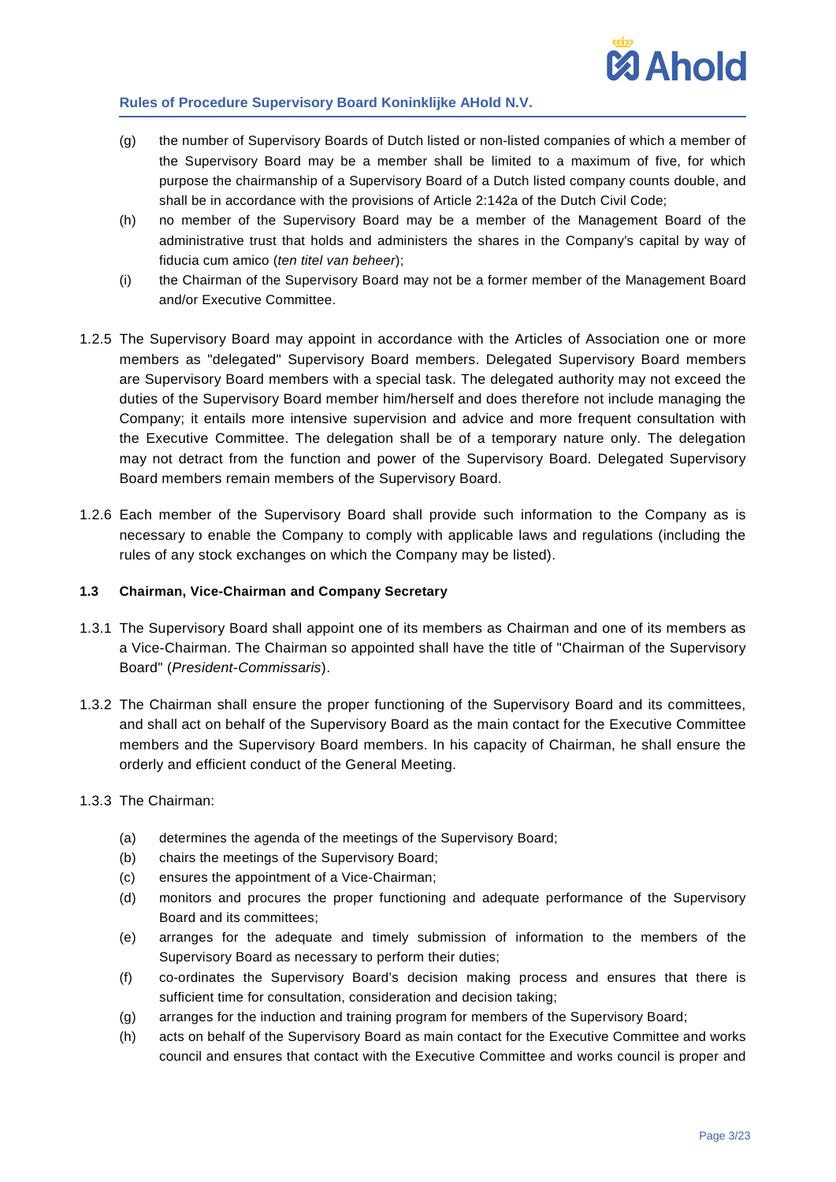(g) the number of Supervisory Boards of Dutch listed or non-listed companies of which a member of the Supervisory Board may be a member shall be limited to a maximum of five, for which purpose the chairmanship of a Supervisory Board of a Dutch listed company counts double, and shall be in accordance with the provisions of Article 2:142a of the Dutch Civil Code;

(h) no member of the Supervisory Board may be a member of the Management Board of the administrative trust that holds and administers the shares in the Company's capital by way of fiducia cum amico (*ten titel van beheer*);

(i) the Chairman of the Supervisory Board may not be a former member of the Management Board and/or Executive Committee.

1.2.5 The Supervisory Board may appoint in accordance with the Articles of Association one or more members as "delegated" Supervisory Board members. Delegated Supervisory Board members are Supervisory Board members with a special task. The delegated authority may not exceed the duties of the Supervisory Board member him/herself and does therefore not include managing the Company; it entails more intensive supervision and advice and more frequent consultation with the Executive Committee. The delegation shall be of a temporary nature only. The delegation may not detract from the function and power of the Supervisory Board. Delegated Supervisory Board members remain members of the Supervisory Board.

1.2.6 Each member of the Supervisory Board shall provide such information to the Company as is necessary to enable the Company to comply with applicable laws and regulations (including the rules of any stock exchanges on which the Company may be listed).

### 1.3 Chairman, Vice-Chairman and Company Secretary

1.3.1 The Supervisory Board shall appoint one of its members as Chairman and one of its members as a Vice-Chairman. The Chairman so appointed shall have the title of "Chairman of the Supervisory Board" (*President-Commissaris*).

1.3.2 The Chairman shall ensure the proper functioning of the Supervisory Board and its committees, and shall act on behalf of the Supervisory Board as the main contact for the Executive Committee members and the Supervisory Board members. In his capacity of Chairman, he shall ensure the orderly and efficient conduct of the General Meeting.

1.3.3 The Chairman:

(a) determines the agenda of the meetings of the Supervisory Board;

(b) chairs the meetings of the Supervisory Board;

(c) ensures the appointment of a Vice-Chairman;

(d) monitors and procures the proper functioning and adequate performance of the Supervisory Board and its committees;

(e) arranges for the adequate and timely submission of information to the members of the Supervisory Board as necessary to perform their duties;

(f) co-ordinates the Supervisory Board's decision making process and ensures that there is sufficient time for consultation, consideration and decision taking;

(g) arranges for the induction and training program for members of the Supervisory Board;

(h) acts on behalf of the Supervisory Board as main contact for the Executive Committee and works council and ensures that contact with the Executive Committee and works council is proper and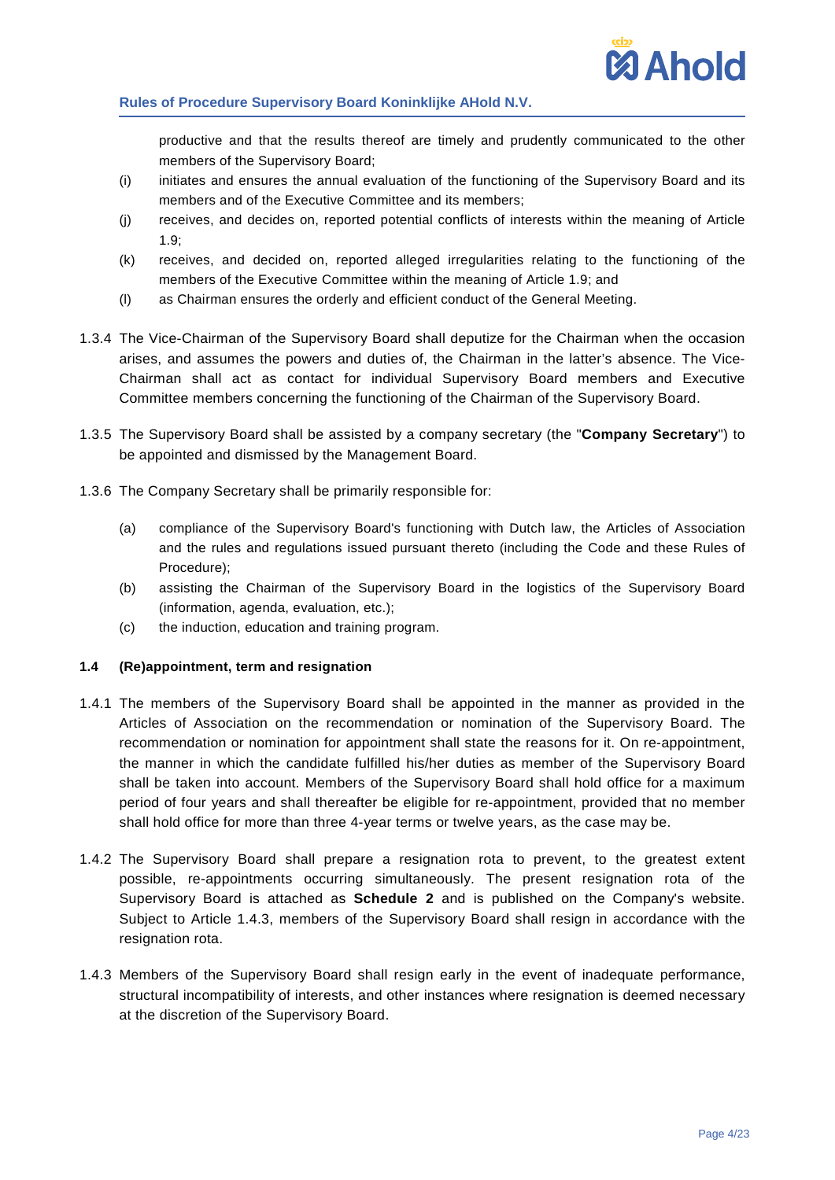productive and that the results thereof are timely and prudently communicated to the other members of the Supervisory Board;

(i) initiates and ensures the annual evaluation of the functioning of the Supervisory Board and its members and of the Executive Committee and its members;

(j) receives, and decides on, reported potential conflicts of interests within the meaning of Article 1.9;

(k) receives, and decided on, reported alleged irregularities relating to the functioning of the members of the Executive Committee within the meaning of Article 1.9; and

(l) as Chairman ensures the orderly and efficient conduct of the General Meeting.

1.3.4 The Vice-Chairman of the Supervisory Board shall deputize for the Chairman when the occasion arises, and assumes the powers and duties of, the Chairman in the latter's absence. The Vice-Chairman shall act as contact for individual Supervisory Board members and Executive Committee members concerning the functioning of the Chairman of the Supervisory Board.

1.3.5 The Supervisory Board shall be assisted by a company secretary (the "**Company Secretary**") to be appointed and dismissed by the Management Board.

1.3.6 The Company Secretary shall be primarily responsible for:

(a) compliance of the Supervisory Board's functioning with Dutch law, the Articles of Association and the rules and regulations issued pursuant thereto (including the Code and these Rules of Procedure);

(b) assisting the Chairman of the Supervisory Board in the logistics of the Supervisory Board (information, agenda, evaluation, etc.);

(c) the induction, education and training program.

### 1.4 (Re)appointment, term and resignation

1.4.1 The members of the Supervisory Board shall be appointed in the manner as provided in the Articles of Association on the recommendation or nomination of the Supervisory Board. The recommendation or nomination for appointment shall state the reasons for it. On re-appointment, the manner in which the candidate fulfilled his/her duties as member of the Supervisory Board shall be taken into account. Members of the Supervisory Board shall hold office for a maximum period of four years and shall thereafter be eligible for re-appointment, provided that no member shall hold office for more than three 4-year terms or twelve years, as the case may be.

1.4.2 The Supervisory Board shall prepare a resignation rota to prevent, to the greatest extent possible, re-appointments occurring simultaneously. The present resignation rota of the Supervisory Board is attached as **Schedule 2** and is published on the Company's website. Subject to Article 1.4.3, members of the Supervisory Board shall resign in accordance with the resignation rota.

1.4.3 Members of the Supervisory Board shall resign early in the event of inadequate performance, structural incompatibility of interests, and other instances where resignation is deemed necessary at the discretion of the Supervisory Board.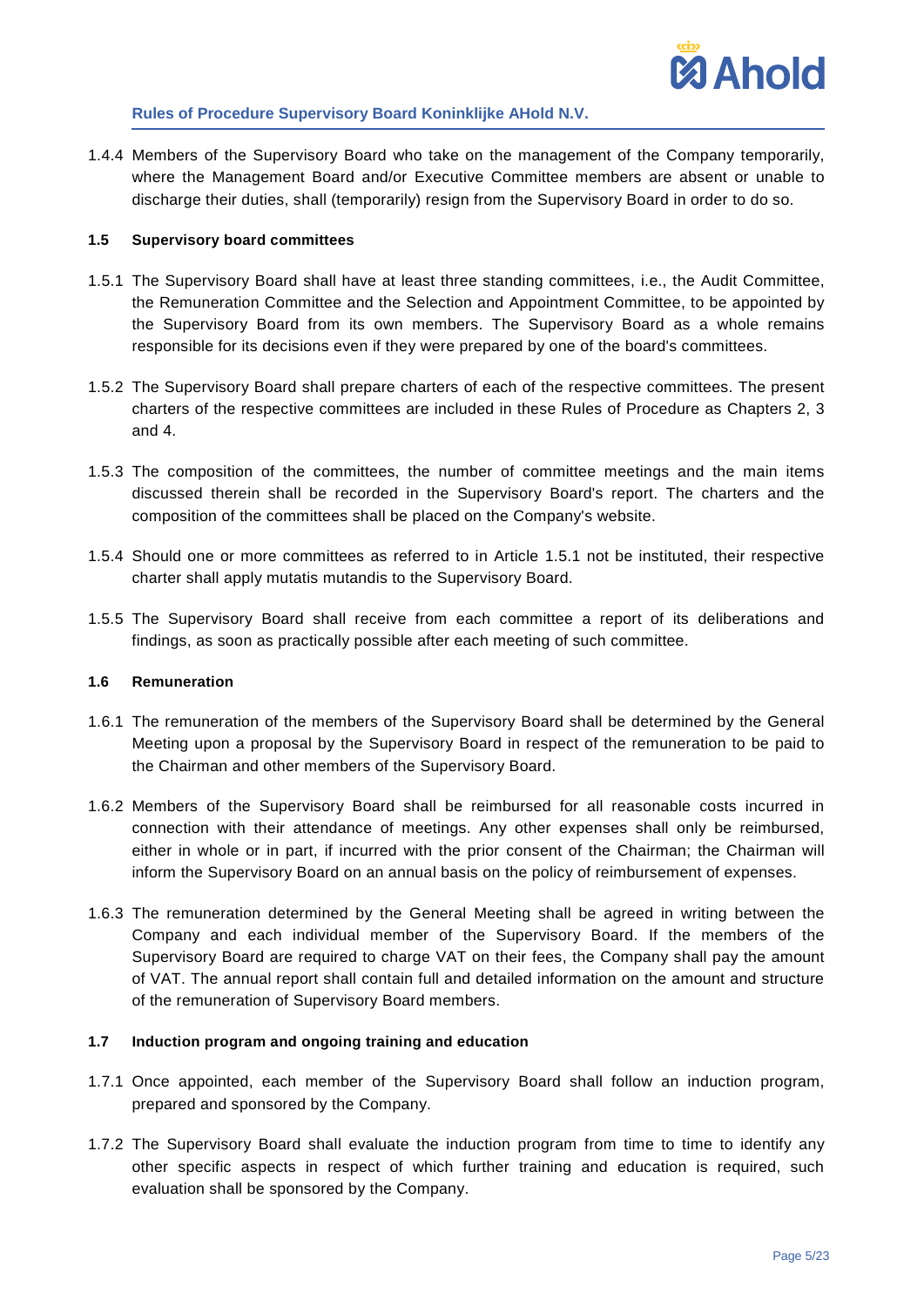1.4.4 Members of the Supervisory Board who take on the management of the Company temporarily, where the Management Board and/or Executive Committee members are absent or unable to discharge their duties, shall (temporarily) resign from the Supervisory Board in order to do so.

### 1.5 Supervisory board committees

1.5.1 The Supervisory Board shall have at least three standing committees, i.e., the Audit Committee, the Remuneration Committee and the Selection and Appointment Committee, to be appointed by the Supervisory Board from its own members. The Supervisory Board as a whole remains responsible for its decisions even if they were prepared by one of the board's committees.

1.5.2 The Supervisory Board shall prepare charters of each of the respective committees. The present charters of the respective committees are included in these Rules of Procedure as Chapters 2, 3 and 4.

1.5.3 The composition of the committees, the number of committee meetings and the main items discussed therein shall be recorded in the Supervisory Board's report. The charters and the composition of the committees shall be placed on the Company's website.

1.5.4 Should one or more committees as referred to in Article 1.5.1 not be instituted, their respective charter shall apply mutatis mutandis to the Supervisory Board.

1.5.5 The Supervisory Board shall receive from each committee a report of its deliberations and findings, as soon as practically possible after each meeting of such committee.

### 1.6 Remuneration

1.6.1 The remuneration of the members of the Supervisory Board shall be determined by the General Meeting upon a proposal by the Supervisory Board in respect of the remuneration to be paid to the Chairman and other members of the Supervisory Board.

1.6.2 Members of the Supervisory Board shall be reimbursed for all reasonable costs incurred in connection with their attendance of meetings. Any other expenses shall only be reimbursed, either in whole or in part, if incurred with the prior consent of the Chairman; the Chairman will inform the Supervisory Board on an annual basis on the policy of reimbursement of expenses.

1.6.3 The remuneration determined by the General Meeting shall be agreed in writing between the Company and each individual member of the Supervisory Board. If the members of the Supervisory Board are required to charge VAT on their fees, the Company shall pay the amount of VAT. The annual report shall contain full and detailed information on the amount and structure of the remuneration of Supervisory Board members.

### 1.7 Induction program and ongoing training and education

1.7.1 Once appointed, each member of the Supervisory Board shall follow an induction program, prepared and sponsored by the Company.

1.7.2 The Supervisory Board shall evaluate the induction program from time to time to identify any other specific aspects in respect of which further training and education is required, such evaluation shall be sponsored by the Company.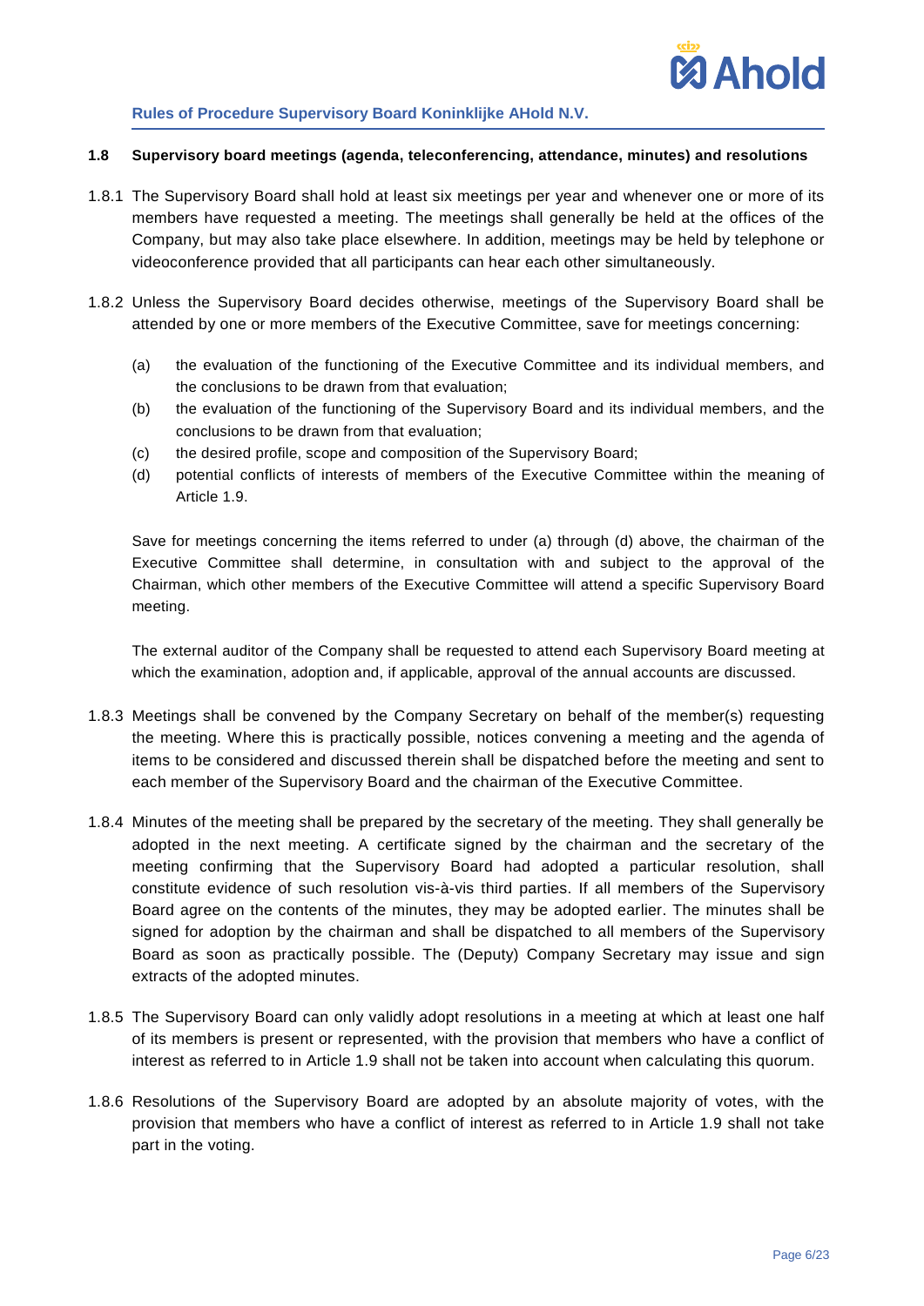### 1.8 Supervisory board meetings (agenda, teleconferencing, attendance, minutes) and resolutions

1.8.1 The Supervisory Board shall hold at least six meetings per year and whenever one or more of its members have requested a meeting. The meetings shall generally be held at the offices of the Company, but may also take place elsewhere. In addition, meetings may be held by telephone or videoconference provided that all participants can hear each other simultaneously.

1.8.2 Unless the Supervisory Board decides otherwise, meetings of the Supervisory Board shall be attended by one or more members of the Executive Committee, save for meetings concerning:

(a) the evaluation of the functioning of the Executive Committee and its individual members, and the conclusions to be drawn from that evaluation;

(b) the evaluation of the functioning of the Supervisory Board and its individual members, and the conclusions to be drawn from that evaluation;

(c) the desired profile, scope and composition of the Supervisory Board;

(d) potential conflicts of interests of members of the Executive Committee within the meaning of Article 1.9.

Save for meetings concerning the items referred to under (a) through (d) above, the chairman of the Executive Committee shall determine, in consultation with and subject to the approval of the Chairman, which other members of the Executive Committee will attend a specific Supervisory Board meeting.

The external auditor of the Company shall be requested to attend each Supervisory Board meeting at which the examination, adoption and, if applicable, approval of the annual accounts are discussed.

1.8.3 Meetings shall be convened by the Company Secretary on behalf of the member(s) requesting the meeting. Where this is practically possible, notices convening a meeting and the agenda of items to be considered and discussed therein shall be dispatched before the meeting and sent to each member of the Supervisory Board and the chairman of the Executive Committee.

1.8.4 Minutes of the meeting shall be prepared by the secretary of the meeting. They shall generally be adopted in the next meeting. A certificate signed by the chairman and the secretary of the meeting confirming that the Supervisory Board had adopted a particular resolution, shall constitute evidence of such resolution vis-à-vis third parties. If all members of the Supervisory Board agree on the contents of the minutes, they may be adopted earlier. The minutes shall be signed for adoption by the chairman and shall be dispatched to all members of the Supervisory Board as soon as practically possible. The (Deputy) Company Secretary may issue and sign extracts of the adopted minutes.

1.8.5 The Supervisory Board can only validly adopt resolutions in a meeting at which at least one half of its members is present or represented, with the provision that members who have a conflict of interest as referred to in Article 1.9 shall not be taken into account when calculating this quorum.

1.8.6 Resolutions of the Supervisory Board are adopted by an absolute majority of votes, with the provision that members who have a conflict of interest as referred to in Article 1.9 shall not take part in the voting.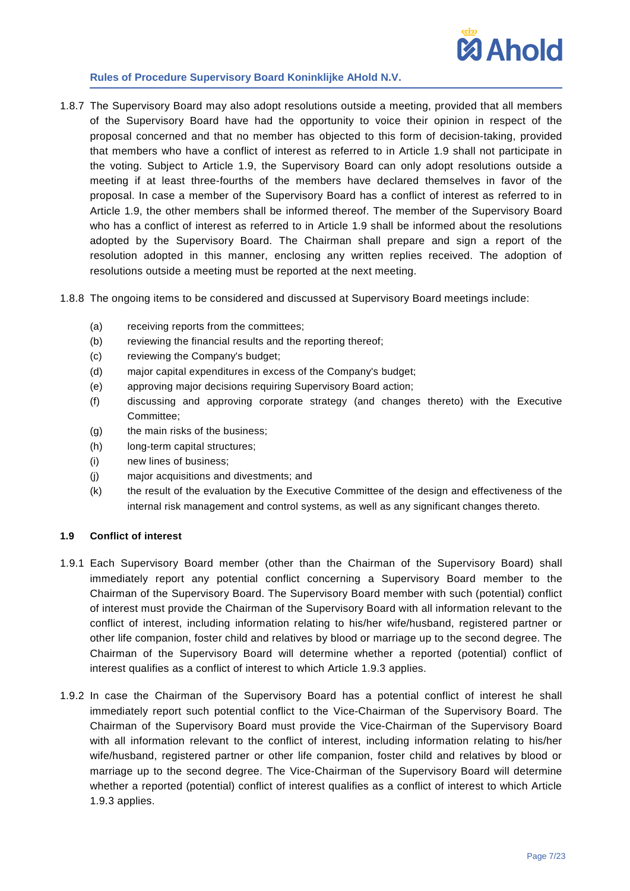1.8.7 The Supervisory Board may also adopt resolutions outside a meeting, provided that all members of the Supervisory Board have had the opportunity to voice their opinion in respect of the proposal concerned and that no member has objected to this form of decision-taking, provided that members who have a conflict of interest as referred to in Article 1.9 shall not participate in the voting. Subject to Article 1.9, the Supervisory Board can only adopt resolutions outside a meeting if at least three-fourths of the members have declared themselves in favor of the proposal. In case a member of the Supervisory Board has a conflict of interest as referred to in Article 1.9, the other members shall be informed thereof. The member of the Supervisory Board who has a conflict of interest as referred to in Article 1.9 shall be informed about the resolutions adopted by the Supervisory Board. The Chairman shall prepare and sign a report of the resolution adopted in this manner, enclosing any written replies received. The adoption of resolutions outside a meeting must be reported at the next meeting.

1.8.8 The ongoing items to be considered and discussed at Supervisory Board meetings include:

- (a) receiving reports from the committees;
- (b) reviewing the financial results and the reporting thereof;
- (c) reviewing the Company's budget;
- (d) major capital expenditures in excess of the Company's budget;
- (e) approving major decisions requiring Supervisory Board action;
- (f) discussing and approving corporate strategy (and changes thereto) with the Executive Committee;
- (g) the main risks of the business;
- (h) long-term capital structures;
- (i) new lines of business;
- (j) major acquisitions and divestments; and
- (k) the result of the evaluation by the Executive Committee of the design and effectiveness of the internal risk management and control systems, as well as any significant changes thereto.

### 1.9 Conflict of interest

1.9.1 Each Supervisory Board member (other than the Chairman of the Supervisory Board) shall immediately report any potential conflict concerning a Supervisory Board member to the Chairman of the Supervisory Board. The Supervisory Board member with such (potential) conflict of interest must provide the Chairman of the Supervisory Board with all information relevant to the conflict of interest, including information relating to his/her wife/husband, registered partner or other life companion, foster child and relatives by blood or marriage up to the second degree. The Chairman of the Supervisory Board will determine whether a reported (potential) conflict of interest qualifies as a conflict of interest to which Article 1.9.3 applies.

1.9.2 In case the Chairman of the Supervisory Board has a potential conflict of interest he shall immediately report such potential conflict to the Vice-Chairman of the Supervisory Board. The Chairman of the Supervisory Board must provide the Vice-Chairman of the Supervisory Board with all information relevant to the conflict of interest, including information relating to his/her wife/husband, registered partner or other life companion, foster child and relatives by blood or marriage up to the second degree. The Vice-Chairman of the Supervisory Board will determine whether a reported (potential) conflict of interest qualifies as a conflict of interest to which Article 1.9.3 applies.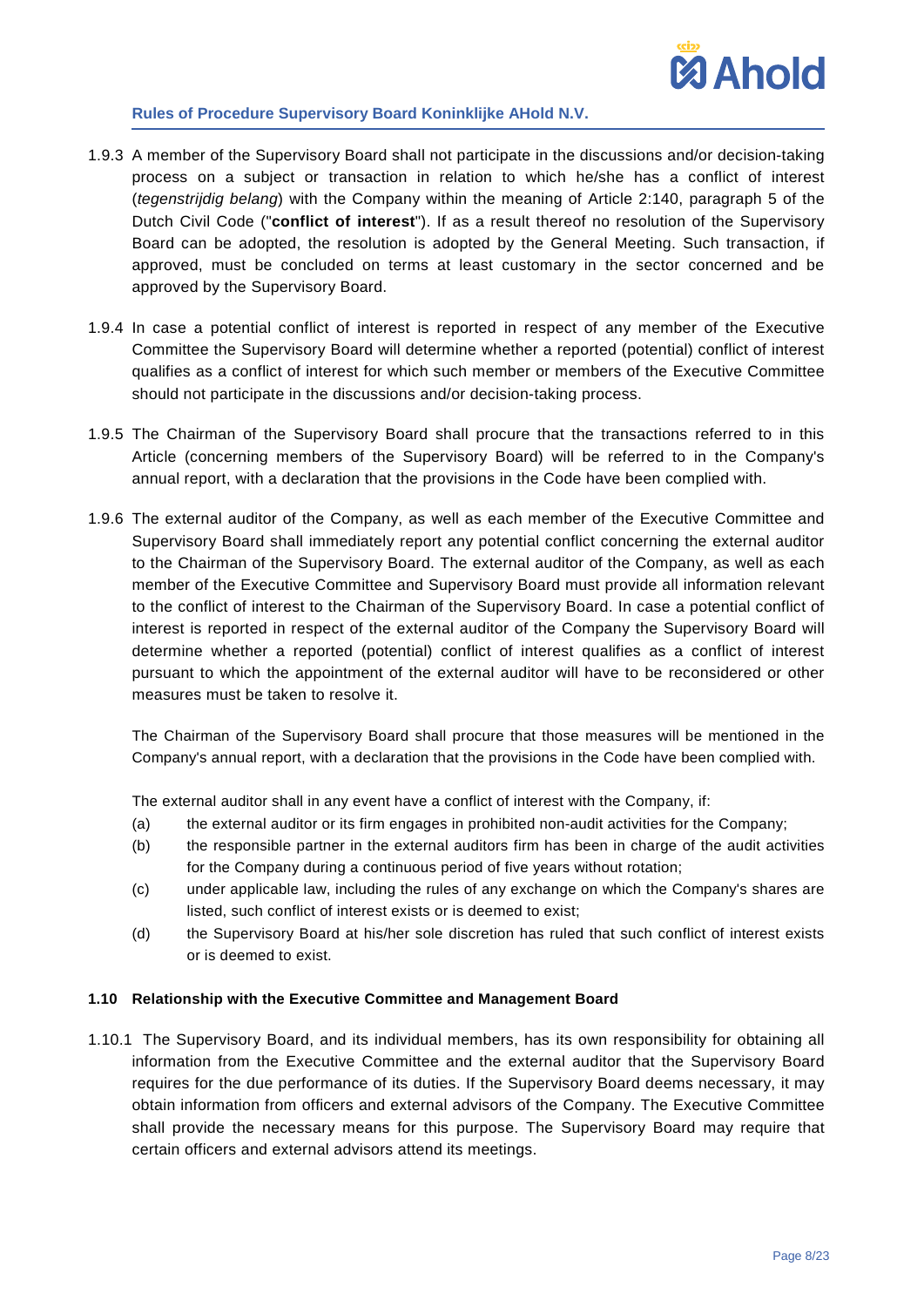1.9.3 A member of the Supervisory Board shall not participate in the discussions and/or decision-taking process on a subject or transaction in relation to which he/she has a conflict of interest (*tegenstrijdig belang*) with the Company within the meaning of Article 2:140, paragraph 5 of the Dutch Civil Code ("**conflict of interest**"). If as a result thereof no resolution of the Supervisory Board can be adopted, the resolution is adopted by the General Meeting. Such transaction, if approved, must be concluded on terms at least customary in the sector concerned and be approved by the Supervisory Board.

1.9.4 In case a potential conflict of interest is reported in respect of any member of the Executive Committee the Supervisory Board will determine whether a reported (potential) conflict of interest qualifies as a conflict of interest for which such member or members of the Executive Committee should not participate in the discussions and/or decision-taking process.

1.9.5 The Chairman of the Supervisory Board shall procure that the transactions referred to in this Article (concerning members of the Supervisory Board) will be referred to in the Company's annual report, with a declaration that the provisions in the Code have been complied with.

1.9.6 The external auditor of the Company, as well as each member of the Executive Committee and Supervisory Board shall immediately report any potential conflict concerning the external auditor to the Chairman of the Supervisory Board. The external auditor of the Company, as well as each member of the Executive Committee and Supervisory Board must provide all information relevant to the conflict of interest to the Chairman of the Supervisory Board. In case a potential conflict of interest is reported in respect of the external auditor of the Company the Supervisory Board will determine whether a reported (potential) conflict of interest qualifies as a conflict of interest pursuant to which the appointment of the external auditor will have to be reconsidered or other measures must be taken to resolve it.

The Chairman of the Supervisory Board shall procure that those measures will be mentioned in the Company's annual report, with a declaration that the provisions in the Code have been complied with.

The external auditor shall in any event have a conflict of interest with the Company, if:

(a) the external auditor or its firm engages in prohibited non-audit activities for the Company;

(b) the responsible partner in the external auditors firm has been in charge of the audit activities for the Company during a continuous period of five years without rotation;

(c) under applicable law, including the rules of any exchange on which the Company's shares are listed, such conflict of interest exists or is deemed to exist;

(d) the Supervisory Board at his/her sole discretion has ruled that such conflict of interest exists or is deemed to exist.

### 1.10 Relationship with the Executive Committee and Management Board

1.10.1 The Supervisory Board, and its individual members, has its own responsibility for obtaining all information from the Executive Committee and the external auditor that the Supervisory Board requires for the due performance of its duties. If the Supervisory Board deems necessary, it may obtain information from officers and external advisors of the Company. The Executive Committee shall provide the necessary means for this purpose. The Supervisory Board may require that certain officers and external advisors attend its meetings.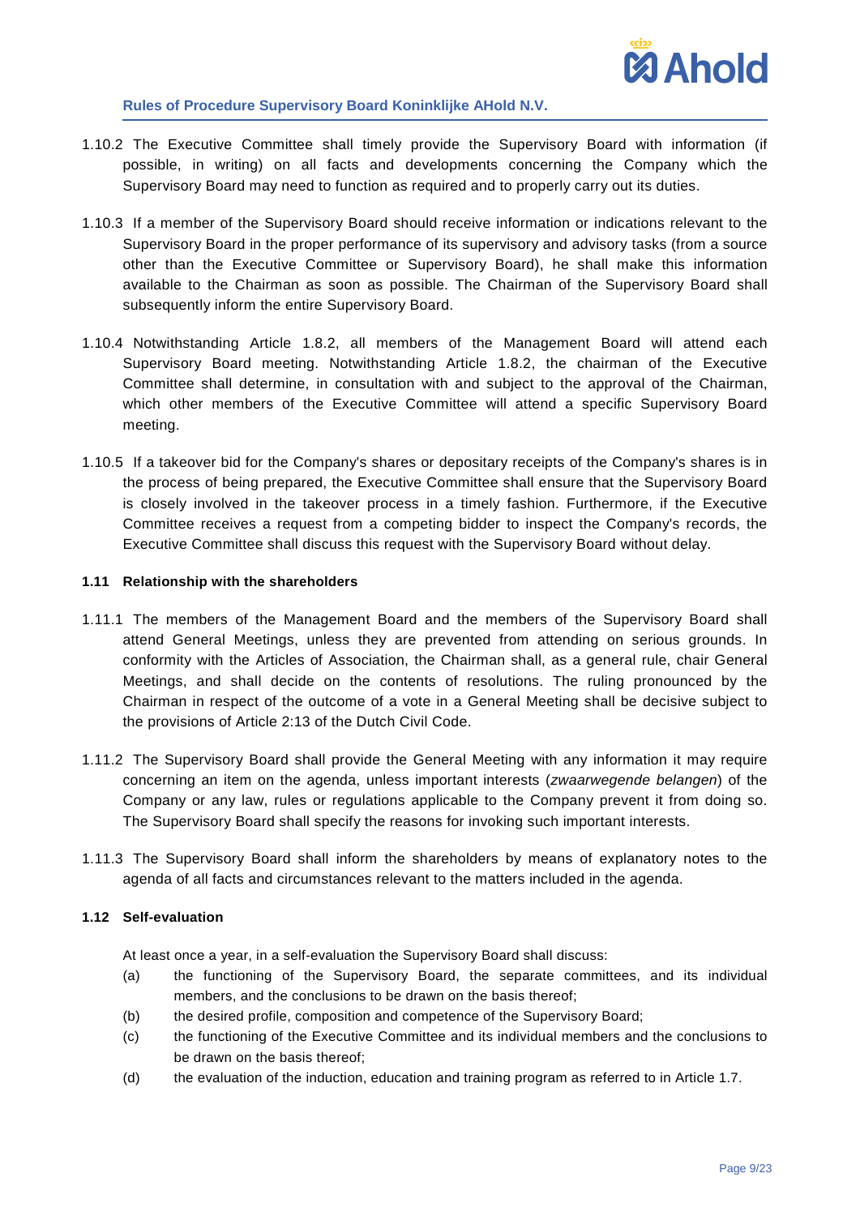1.10.2 The Executive Committee shall timely provide the Supervisory Board with information (if possible, in writing) on all facts and developments concerning the Company which the Supervisory Board may need to function as required and to properly carry out its duties.

1.10.3 If a member of the Supervisory Board should receive information or indications relevant to the Supervisory Board in the proper performance of its supervisory and advisory tasks (from a source other than the Executive Committee or Supervisory Board), he shall make this information available to the Chairman as soon as possible. The Chairman of the Supervisory Board shall subsequently inform the entire Supervisory Board.

1.10.4 Notwithstanding Article 1.8.2, all members of the Management Board will attend each Supervisory Board meeting. Notwithstanding Article 1.8.2, the chairman of the Executive Committee shall determine, in consultation with and subject to the approval of the Chairman, which other members of the Executive Committee will attend a specific Supervisory Board meeting.

1.10.5 If a takeover bid for the Company's shares or depositary receipts of the Company's shares is in the process of being prepared, the Executive Committee shall ensure that the Supervisory Board is closely involved in the takeover process in a timely fashion. Furthermore, if the Executive Committee receives a request from a competing bidder to inspect the Company's records, the Executive Committee shall discuss this request with the Supervisory Board without delay.

### 1.11 Relationship with the shareholders

1.11.1 The members of the Management Board and the members of the Supervisory Board shall attend General Meetings, unless they are prevented from attending on serious grounds. In conformity with the Articles of Association, the Chairman shall, as a general rule, chair General Meetings, and shall decide on the contents of resolutions. The ruling pronounced by the Chairman in respect of the outcome of a vote in a General Meeting shall be decisive subject to the provisions of Article 2:13 of the Dutch Civil Code.

1.11.2 The Supervisory Board shall provide the General Meeting with any information it may require concerning an item on the agenda, unless important interests (*zwaarwegende belangen*) of the Company or any law, rules or regulations applicable to the Company prevent it from doing so. The Supervisory Board shall specify the reasons for invoking such important interests.

1.11.3 The Supervisory Board shall inform the shareholders by means of explanatory notes to the agenda of all facts and circumstances relevant to the matters included in the agenda.

### 1.12 Self-evaluation

At least once a year, in a self-evaluation the Supervisory Board shall discuss:

(a) the functioning of the Supervisory Board, the separate committees, and its individual members, and the conclusions to be drawn on the basis thereof;

(b) the desired profile, composition and competence of the Supervisory Board;

(c) the functioning of the Executive Committee and its individual members and the conclusions to be drawn on the basis thereof;

(d) the evaluation of the induction, education and training program as referred to in Article 1.7.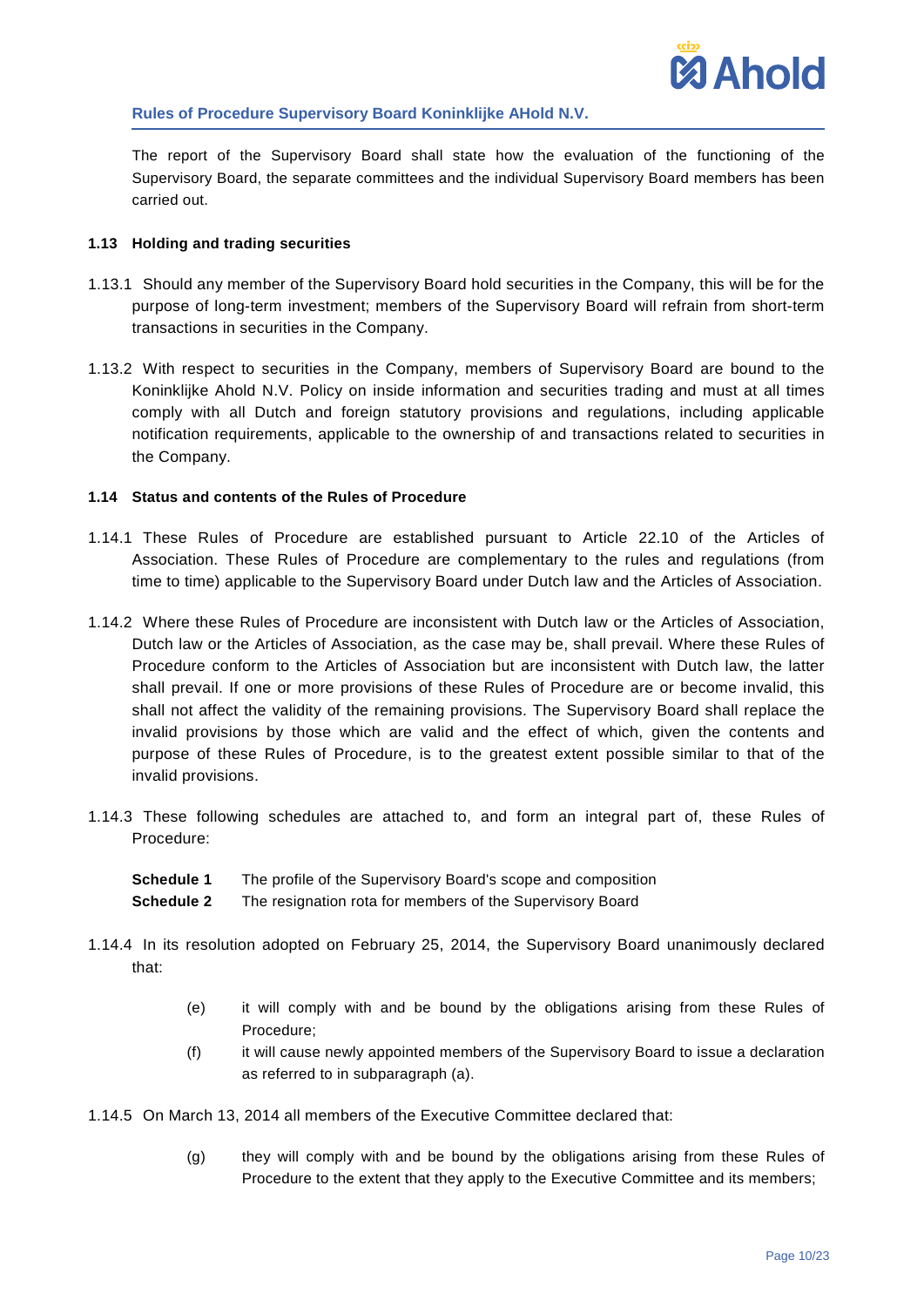The report of the Supervisory Board shall state how the evaluation of the functioning of the Supervisory Board, the separate committees and the individual Supervisory Board members has been carried out.

### 1.13 Holding and trading securities

1.13.1 Should any member of the Supervisory Board hold securities in the Company, this will be for the purpose of long-term investment; members of the Supervisory Board will refrain from short-term transactions in securities in the Company.

1.13.2 With respect to securities in the Company, members of Supervisory Board are bound to the Koninklijke Ahold N.V. Policy on inside information and securities trading and must at all times comply with all Dutch and foreign statutory provisions and regulations, including applicable notification requirements, applicable to the ownership of and transactions related to securities in the Company.

### 1.14 Status and contents of the Rules of Procedure

1.14.1 These Rules of Procedure are established pursuant to Article 22.10 of the Articles of Association. These Rules of Procedure are complementary to the rules and regulations (from time to time) applicable to the Supervisory Board under Dutch law and the Articles of Association.

1.14.2 Where these Rules of Procedure are inconsistent with Dutch law or the Articles of Association, Dutch law or the Articles of Association, as the case may be, shall prevail. Where these Rules of Procedure conform to the Articles of Association but are inconsistent with Dutch law, the latter shall prevail. If one or more provisions of these Rules of Procedure are or become invalid, this shall not affect the validity of the remaining provisions. The Supervisory Board shall replace the invalid provisions by those which are valid and the effect of which, given the contents and purpose of these Rules of Procedure, is to the greatest extent possible similar to that of the invalid provisions.

1.14.3 These following schedules are attached to, and form an integral part of, these Rules of Procedure:

**Schedule 1** The profile of the Supervisory Board's scope and composition
**Schedule 2** The resignation rota for members of the Supervisory Board

1.14.4 In its resolution adopted on February 25, 2014, the Supervisory Board unanimously declared that:

(e) it will comply with and be bound by the obligations arising from these Rules of Procedure;

(f) it will cause newly appointed members of the Supervisory Board to issue a declaration as referred to in subparagraph (a).

1.14.5 On March 13, 2014 all members of the Executive Committee declared that:

(g) they will comply with and be bound by the obligations arising from these Rules of Procedure to the extent that they apply to the Executive Committee and its members;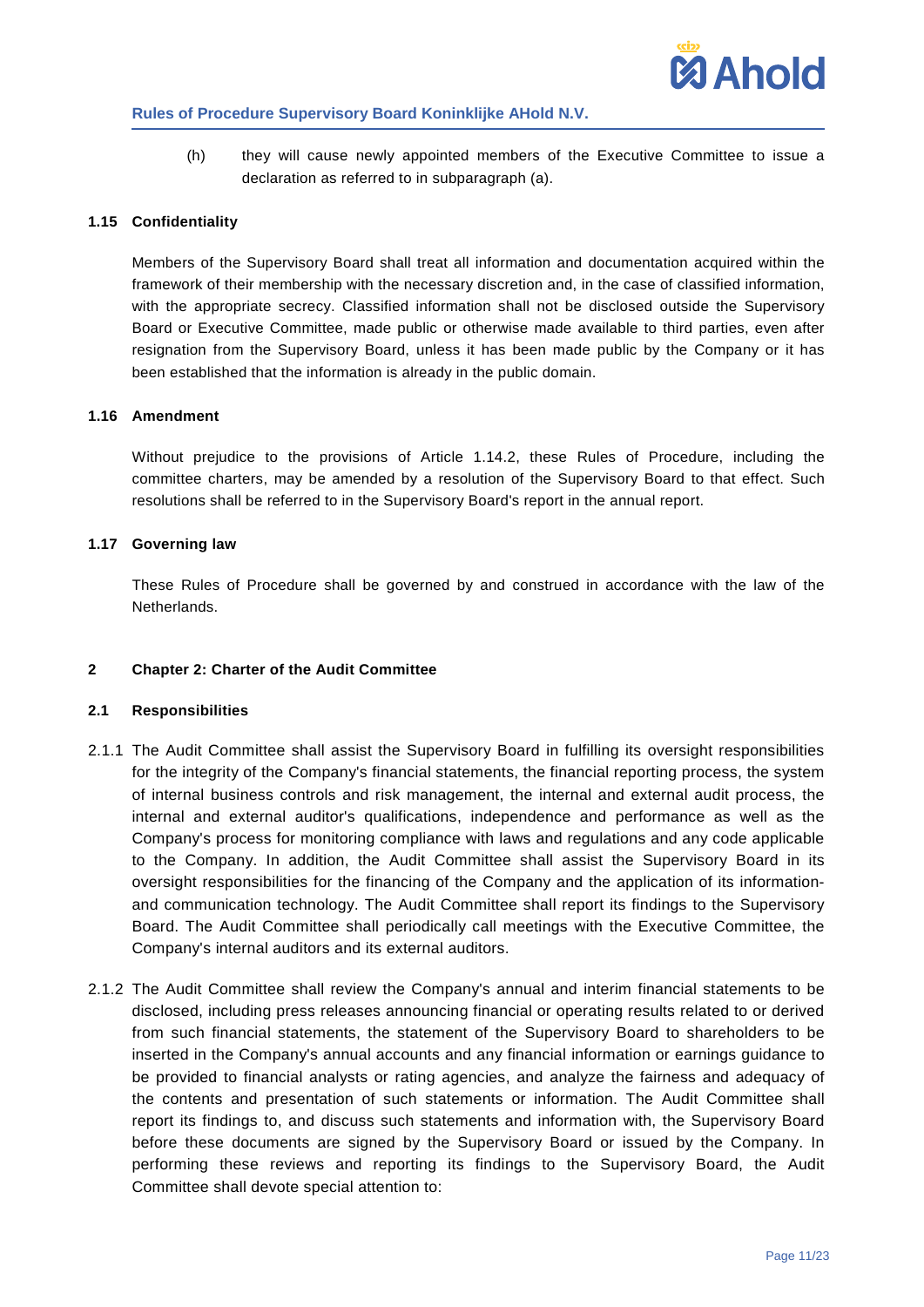(h) they will cause newly appointed members of the Executive Committee to issue a declaration as referred to in subparagraph (a).

### 1.15 Confidentiality

Members of the Supervisory Board shall treat all information and documentation acquired within the framework of their membership with the necessary discretion and, in the case of classified information, with the appropriate secrecy. Classified information shall not be disclosed outside the Supervisory Board or Executive Committee, made public or otherwise made available to third parties, even after resignation from the Supervisory Board, unless it has been made public by the Company or it has been established that the information is already in the public domain.

### 1.16 Amendment

Without prejudice to the provisions of Article 1.14.2, these Rules of Procedure, including the committee charters, may be amended by a resolution of the Supervisory Board to that effect. Such resolutions shall be referred to in the Supervisory Board's report in the annual report.

### 1.17 Governing law

These Rules of Procedure shall be governed by and construed in accordance with the law of the Netherlands.

## 2 Chapter 2: Charter of the Audit Committee

### 2.1 Responsibilities

2.1.1 The Audit Committee shall assist the Supervisory Board in fulfilling its oversight responsibilities for the integrity of the Company's financial statements, the financial reporting process, the system of internal business controls and risk management, the internal and external audit process, the internal and external auditor's qualifications, independence and performance as well as the Company's process for monitoring compliance with laws and regulations and any code applicable to the Company. In addition, the Audit Committee shall assist the Supervisory Board in its oversight responsibilities for the financing of the Company and the application of its information- and communication technology. The Audit Committee shall report its findings to the Supervisory Board. The Audit Committee shall periodically call meetings with the Executive Committee, the Company's internal auditors and its external auditors.

2.1.2 The Audit Committee shall review the Company's annual and interim financial statements to be disclosed, including press releases announcing financial or operating results related to or derived from such financial statements, the statement of the Supervisory Board to shareholders to be inserted in the Company's annual accounts and any financial information or earnings guidance to be provided to financial analysts or rating agencies, and analyze the fairness and adequacy of the contents and presentation of such statements or information. The Audit Committee shall report its findings to, and discuss such statements and information with, the Supervisory Board before these documents are signed by the Supervisory Board or issued by the Company. In performing these reviews and reporting its findings to the Supervisory Board, the Audit Committee shall devote special attention to: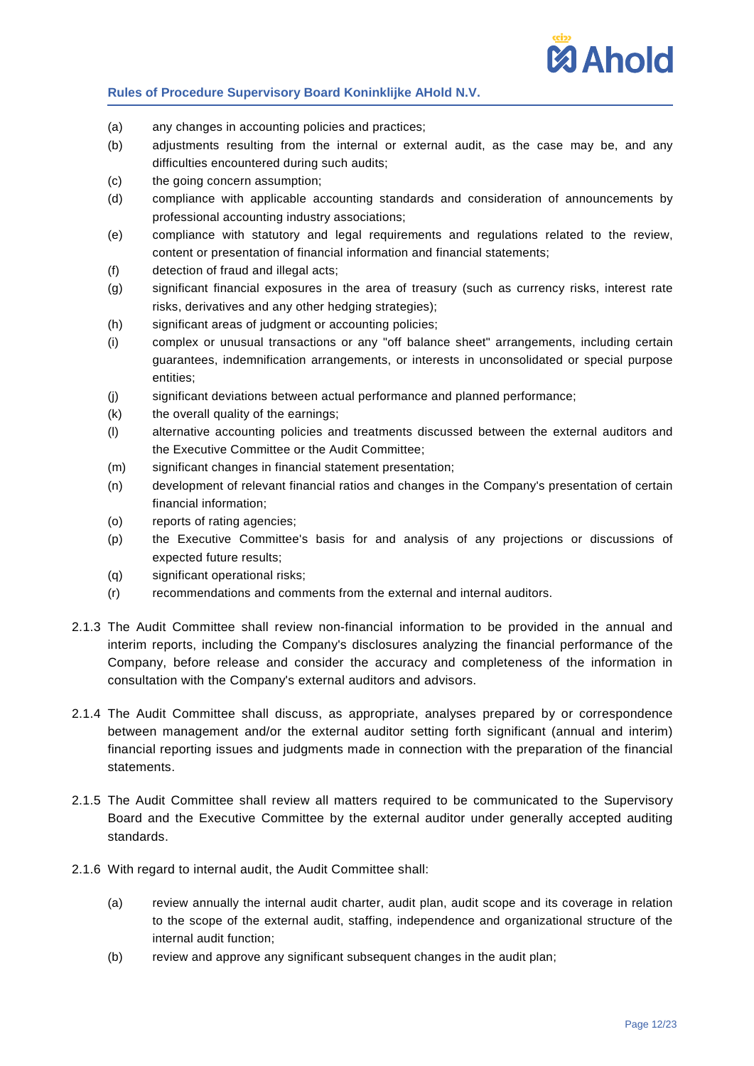(a) any changes in accounting policies and practices;

(b) adjustments resulting from the internal or external audit, as the case may be, and any difficulties encountered during such audits;

(c) the going concern assumption;

(d) compliance with applicable accounting standards and consideration of announcements by professional accounting industry associations;

(e) compliance with statutory and legal requirements and regulations related to the review, content or presentation of financial information and financial statements;

(f) detection of fraud and illegal acts;

(g) significant financial exposures in the area of treasury (such as currency risks, interest rate risks, derivatives and any other hedging strategies);

(h) significant areas of judgment or accounting policies;

(i) complex or unusual transactions or any "off balance sheet" arrangements, including certain guarantees, indemnification arrangements, or interests in unconsolidated or special purpose entities;

(j) significant deviations between actual performance and planned performance;

(k) the overall quality of the earnings;

(l) alternative accounting policies and treatments discussed between the external auditors and the Executive Committee or the Audit Committee;

(m) significant changes in financial statement presentation;

(n) development of relevant financial ratios and changes in the Company's presentation of certain financial information;

(o) reports of rating agencies;

(p) the Executive Committee's basis for and analysis of any projections or discussions of expected future results;

(q) significant operational risks;

(r) recommendations and comments from the external and internal auditors.

2.1.3 The Audit Committee shall review non-financial information to be provided in the annual and interim reports, including the Company's disclosures analyzing the financial performance of the Company, before release and consider the accuracy and completeness of the information in consultation with the Company's external auditors and advisors.

2.1.4 The Audit Committee shall discuss, as appropriate, analyses prepared by or correspondence between management and/or the external auditor setting forth significant (annual and interim) financial reporting issues and judgments made in connection with the preparation of the financial statements.

2.1.5 The Audit Committee shall review all matters required to be communicated to the Supervisory Board and the Executive Committee by the external auditor under generally accepted auditing standards.

2.1.6 With regard to internal audit, the Audit Committee shall:

(a) review annually the internal audit charter, audit plan, audit scope and its coverage in relation to the scope of the external audit, staffing, independence and organizational structure of the internal audit function;

(b) review and approve any significant subsequent changes in the audit plan;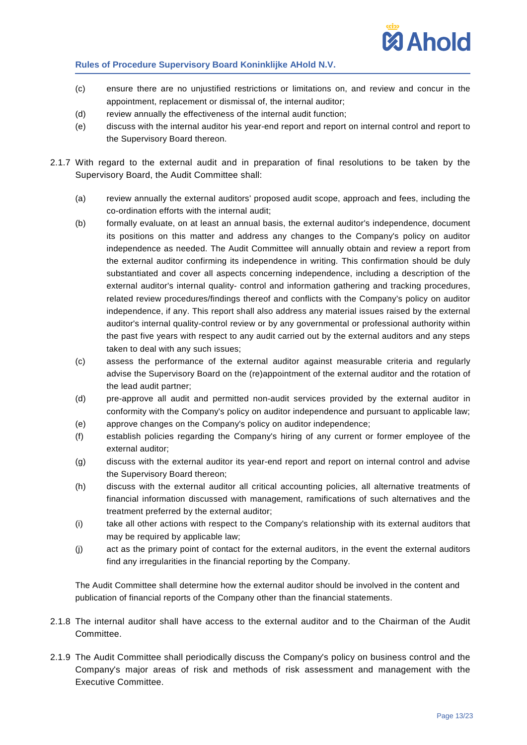(c) ensure there are no unjustified restrictions or limitations on, and review and concur in the appointment, replacement or dismissal of, the internal auditor;

(d) review annually the effectiveness of the internal audit function;

(e) discuss with the internal auditor his year-end report and report on internal control and report to the Supervisory Board thereon.

2.1.7 With regard to the external audit and in preparation of final resolutions to be taken by the Supervisory Board, the Audit Committee shall:

(a) review annually the external auditors' proposed audit scope, approach and fees, including the co-ordination efforts with the internal audit;

(b) formally evaluate, on at least an annual basis, the external auditor's independence, document its positions on this matter and address any changes to the Company's policy on auditor independence as needed. The Audit Committee will annually obtain and review a report from the external auditor confirming its independence in writing. This confirmation should be duly substantiated and cover all aspects concerning independence, including a description of the external auditor's internal quality- control and information gathering and tracking procedures, related review procedures/findings thereof and conflicts with the Company's policy on auditor independence, if any. This report shall also address any material issues raised by the external auditor's internal quality-control review or by any governmental or professional authority within the past five years with respect to any audit carried out by the external auditors and any steps taken to deal with any such issues;

(c) assess the performance of the external auditor against measurable criteria and regularly advise the Supervisory Board on the (re)appointment of the external auditor and the rotation of the lead audit partner;

(d) pre-approve all audit and permitted non-audit services provided by the external auditor in conformity with the Company's policy on auditor independence and pursuant to applicable law;

(e) approve changes on the Company's policy on auditor independence;

(f) establish policies regarding the Company's hiring of any current or former employee of the external auditor;

(g) discuss with the external auditor its year-end report and report on internal control and advise the Supervisory Board thereon;

(h) discuss with the external auditor all critical accounting policies, all alternative treatments of financial information discussed with management, ramifications of such alternatives and the treatment preferred by the external auditor;

(i) take all other actions with respect to the Company's relationship with its external auditors that may be required by applicable law;

(j) act as the primary point of contact for the external auditors, in the event the external auditors find any irregularities in the financial reporting by the Company.

The Audit Committee shall determine how the external auditor should be involved in the content and publication of financial reports of the Company other than the financial statements.

2.1.8 The internal auditor shall have access to the external auditor and to the Chairman of the Audit Committee.

2.1.9 The Audit Committee shall periodically discuss the Company's policy on business control and the Company's major areas of risk and methods of risk assessment and management with the Executive Committee.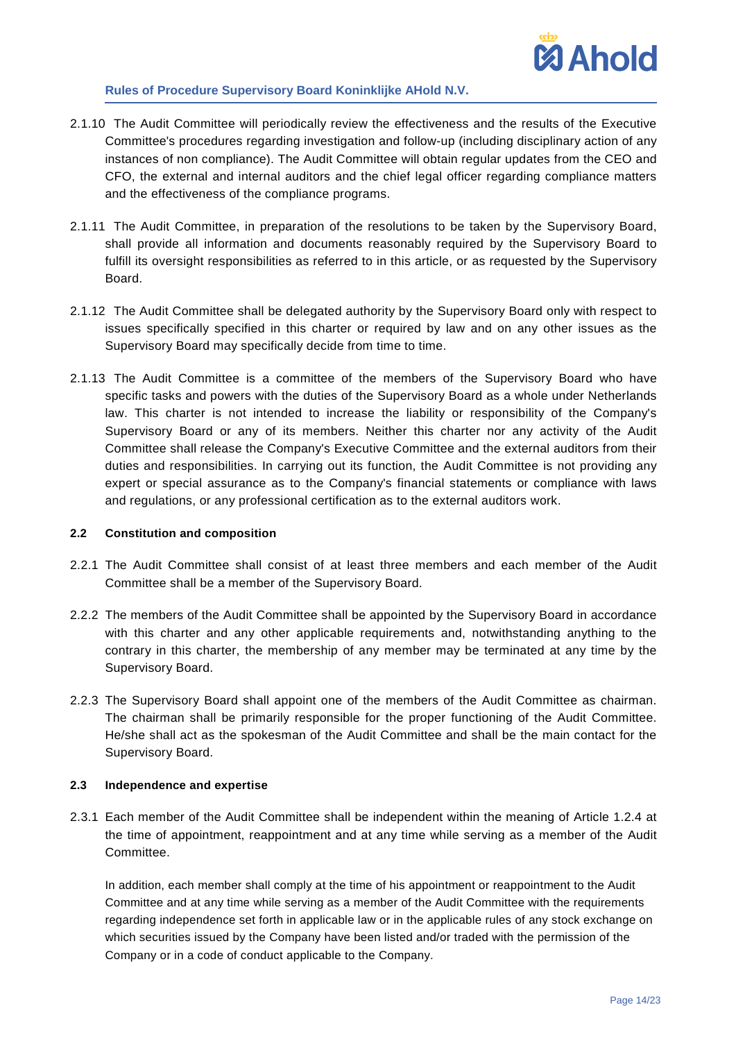2.1.10 The Audit Committee will periodically review the effectiveness and the results of the Executive Committee's procedures regarding investigation and follow-up (including disciplinary action of any instances of non compliance). The Audit Committee will obtain regular updates from the CEO and CFO, the external and internal auditors and the chief legal officer regarding compliance matters and the effectiveness of the compliance programs.

2.1.11 The Audit Committee, in preparation of the resolutions to be taken by the Supervisory Board, shall provide all information and documents reasonably required by the Supervisory Board to fulfill its oversight responsibilities as referred to in this article, or as requested by the Supervisory Board.

2.1.12 The Audit Committee shall be delegated authority by the Supervisory Board only with respect to issues specifically specified in this charter or required by law and on any other issues as the Supervisory Board may specifically decide from time to time.

2.1.13 The Audit Committee is a committee of the members of the Supervisory Board who have specific tasks and powers with the duties of the Supervisory Board as a whole under Netherlands law. This charter is not intended to increase the liability or responsibility of the Company's Supervisory Board or any of its members. Neither this charter nor any activity of the Audit Committee shall release the Company's Executive Committee and the external auditors from their duties and responsibilities. In carrying out its function, the Audit Committee is not providing any expert or special assurance as to the Company's financial statements or compliance with laws and regulations, or any professional certification as to the external auditors work.

### 2.2 Constitution and composition

2.2.1 The Audit Committee shall consist of at least three members and each member of the Audit Committee shall be a member of the Supervisory Board.

2.2.2 The members of the Audit Committee shall be appointed by the Supervisory Board in accordance with this charter and any other applicable requirements and, notwithstanding anything to the contrary in this charter, the membership of any member may be terminated at any time by the Supervisory Board.

2.2.3 The Supervisory Board shall appoint one of the members of the Audit Committee as chairman. The chairman shall be primarily responsible for the proper functioning of the Audit Committee. He/she shall act as the spokesman of the Audit Committee and shall be the main contact for the Supervisory Board.

### 2.3 Independence and expertise

2.3.1 Each member of the Audit Committee shall be independent within the meaning of Article 1.2.4 at the time of appointment, reappointment and at any time while serving as a member of the Audit Committee.

In addition, each member shall comply at the time of his appointment or reappointment to the Audit Committee and at any time while serving as a member of the Audit Committee with the requirements regarding independence set forth in applicable law or in the applicable rules of any stock exchange on which securities issued by the Company have been listed and/or traded with the permission of the Company or in a code of conduct applicable to the Company.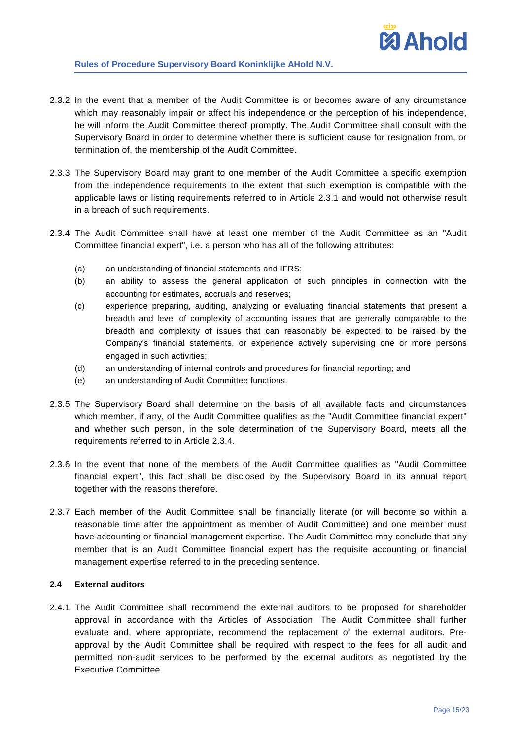2.3.2 In the event that a member of the Audit Committee is or becomes aware of any circumstance which may reasonably impair or affect his independence or the perception of his independence, he will inform the Audit Committee thereof promptly. The Audit Committee shall consult with the Supervisory Board in order to determine whether there is sufficient cause for resignation from, or termination of, the membership of the Audit Committee.

2.3.3 The Supervisory Board may grant to one member of the Audit Committee a specific exemption from the independence requirements to the extent that such exemption is compatible with the applicable laws or listing requirements referred to in Article 2.3.1 and would not otherwise result in a breach of such requirements.

2.3.4 The Audit Committee shall have at least one member of the Audit Committee as an "Audit Committee financial expert", i.e. a person who has all of the following attributes:

(a) an understanding of financial statements and IFRS;

(b) an ability to assess the general application of such principles in connection with the accounting for estimates, accruals and reserves;

(c) experience preparing, auditing, analyzing or evaluating financial statements that present a breadth and level of complexity of accounting issues that are generally comparable to the breadth and complexity of issues that can reasonably be expected to be raised by the Company's financial statements, or experience actively supervising one or more persons engaged in such activities;

(d) an understanding of internal controls and procedures for financial reporting; and

(e) an understanding of Audit Committee functions.

2.3.5 The Supervisory Board shall determine on the basis of all available facts and circumstances which member, if any, of the Audit Committee qualifies as the "Audit Committee financial expert" and whether such person, in the sole determination of the Supervisory Board, meets all the requirements referred to in Article 2.3.4.

2.3.6 In the event that none of the members of the Audit Committee qualifies as "Audit Committee financial expert", this fact shall be disclosed by the Supervisory Board in its annual report together with the reasons therefore.

2.3.7 Each member of the Audit Committee shall be financially literate (or will become so within a reasonable time after the appointment as member of Audit Committee) and one member must have accounting or financial management expertise. The Audit Committee may conclude that any member that is an Audit Committee financial expert has the requisite accounting or financial management expertise referred to in the preceding sentence.

### 2.4 External auditors

2.4.1 The Audit Committee shall recommend the external auditors to be proposed for shareholder approval in accordance with the Articles of Association. The Audit Committee shall further evaluate and, where appropriate, recommend the replacement of the external auditors. Pre-approval by the Audit Committee shall be required with respect to the fees for all audit and permitted non-audit services to be performed by the external auditors as negotiated by the Executive Committee.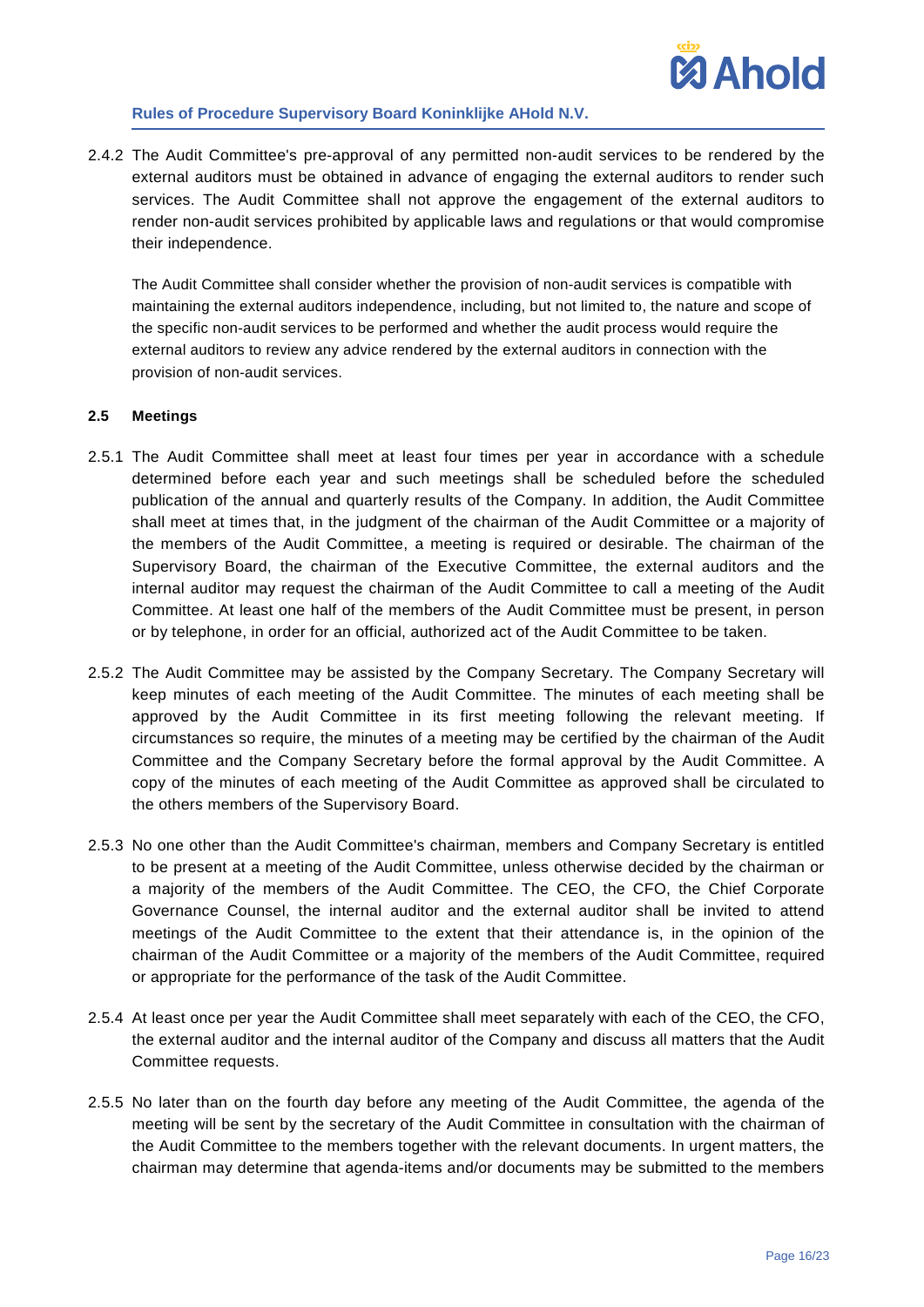2.4.2 The Audit Committee's pre-approval of any permitted non-audit services to be rendered by the external auditors must be obtained in advance of engaging the external auditors to render such services. The Audit Committee shall not approve the engagement of the external auditors to render non-audit services prohibited by applicable laws and regulations or that would compromise their independence.

The Audit Committee shall consider whether the provision of non-audit services is compatible with maintaining the external auditors independence, including, but not limited to, the nature and scope of the specific non-audit services to be performed and whether the audit process would require the external auditors to review any advice rendered by the external auditors in connection with the provision of non-audit services.

**2.5 Meetings**

2.5.1 The Audit Committee shall meet at least four times per year in accordance with a schedule determined before each year and such meetings shall be scheduled before the scheduled publication of the annual and quarterly results of the Company. In addition, the Audit Committee shall meet at times that, in the judgment of the chairman of the Audit Committee or a majority of the members of the Audit Committee, a meeting is required or desirable. The chairman of the Supervisory Board, the chairman of the Executive Committee, the external auditors and the internal auditor may request the chairman of the Audit Committee to call a meeting of the Audit Committee. At least one half of the members of the Audit Committee must be present, in person or by telephone, in order for an official, authorized act of the Audit Committee to be taken.

2.5.2 The Audit Committee may be assisted by the Company Secretary. The Company Secretary will keep minutes of each meeting of the Audit Committee. The minutes of each meeting shall be approved by the Audit Committee in its first meeting following the relevant meeting. If circumstances so require, the minutes of a meeting may be certified by the chairman of the Audit Committee and the Company Secretary before the formal approval by the Audit Committee. A copy of the minutes of each meeting of the Audit Committee as approved shall be circulated to the others members of the Supervisory Board.

2.5.3 No one other than the Audit Committee's chairman, members and Company Secretary is entitled to be present at a meeting of the Audit Committee, unless otherwise decided by the chairman or a majority of the members of the Audit Committee. The CEO, the CFO, the Chief Corporate Governance Counsel, the internal auditor and the external auditor shall be invited to attend meetings of the Audit Committee to the extent that their attendance is, in the opinion of the chairman of the Audit Committee or a majority of the members of the Audit Committee, required or appropriate for the performance of the task of the Audit Committee.

2.5.4 At least once per year the Audit Committee shall meet separately with each of the CEO, the CFO, the external auditor and the internal auditor of the Company and discuss all matters that the Audit Committee requests.

2.5.5 No later than on the fourth day before any meeting of the Audit Committee, the agenda of the meeting will be sent by the secretary of the Audit Committee in consultation with the chairman of the Audit Committee to the members together with the relevant documents. In urgent matters, the chairman may determine that agenda-items and/or documents may be submitted to the members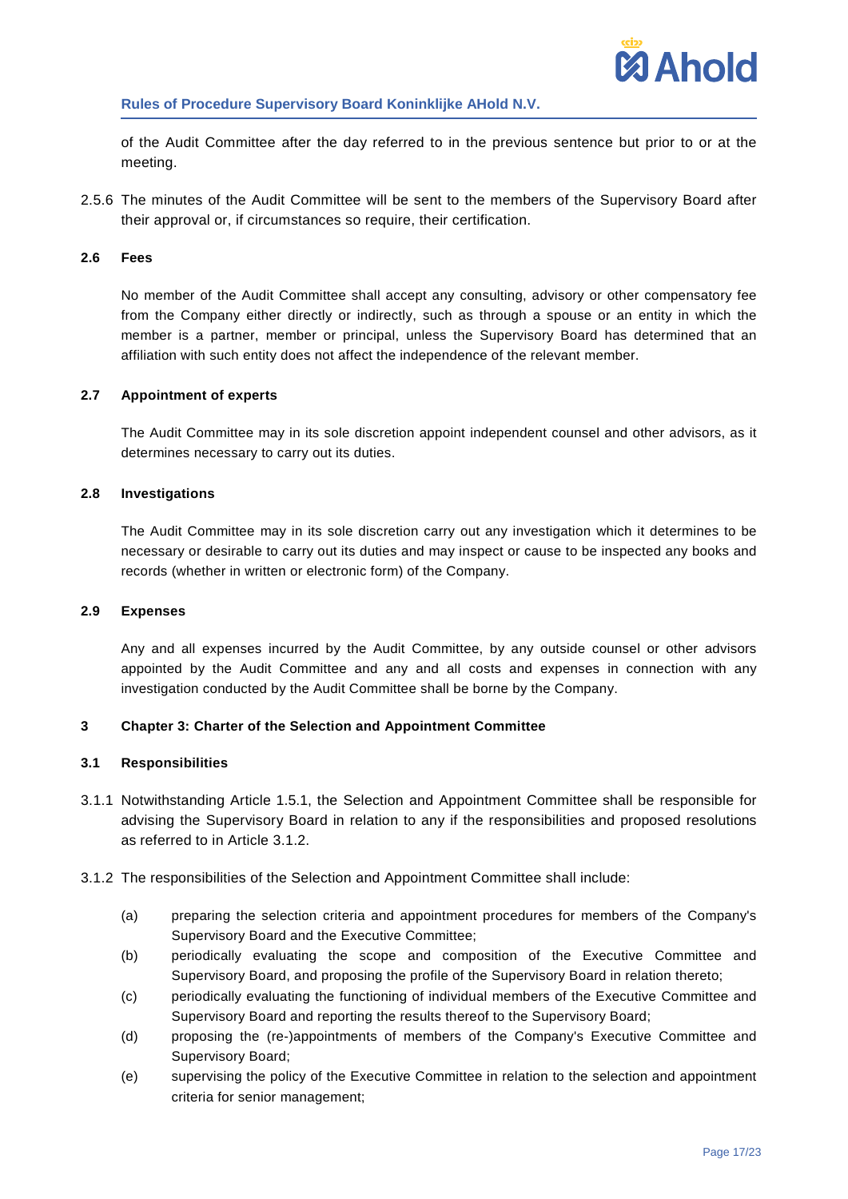of the Audit Committee after the day referred to in the previous sentence but prior to or at the meeting.

2.5.6 The minutes of the Audit Committee will be sent to the members of the Supervisory Board after their approval or, if circumstances so require, their certification.

**2.6 Fees**

No member of the Audit Committee shall accept any consulting, advisory or other compensatory fee from the Company either directly or indirectly, such as through a spouse or an entity in which the member is a partner, member or principal, unless the Supervisory Board has determined that an affiliation with such entity does not affect the independence of the relevant member.

**2.7 Appointment of experts**

The Audit Committee may in its sole discretion appoint independent counsel and other advisors, as it determines necessary to carry out its duties.

**2.8 Investigations**

The Audit Committee may in its sole discretion carry out any investigation which it determines to be necessary or desirable to carry out its duties and may inspect or cause to be inspected any books and records (whether in written or electronic form) of the Company.

**2.9 Expenses**

Any and all expenses incurred by the Audit Committee, by any outside counsel or other advisors appointed by the Audit Committee and any and all costs and expenses in connection with any investigation conducted by the Audit Committee shall be borne by the Company.

**3 Chapter 3: Charter of the Selection and Appointment Committee**

**3.1 Responsibilities**

3.1.1 Notwithstanding Article 1.5.1, the Selection and Appointment Committee shall be responsible for advising the Supervisory Board in relation to any if the responsibilities and proposed resolutions as referred to in Article 3.1.2.

3.1.2 The responsibilities of the Selection and Appointment Committee shall include:

(a) preparing the selection criteria and appointment procedures for members of the Company's Supervisory Board and the Executive Committee;

(b) periodically evaluating the scope and composition of the Executive Committee and Supervisory Board, and proposing the profile of the Supervisory Board in relation thereto;

(c) periodically evaluating the functioning of individual members of the Executive Committee and Supervisory Board and reporting the results thereof to the Supervisory Board;

(d) proposing the (re-)appointments of members of the Company's Executive Committee and Supervisory Board;

(e) supervising the policy of the Executive Committee in relation to the selection and appointment criteria for senior management;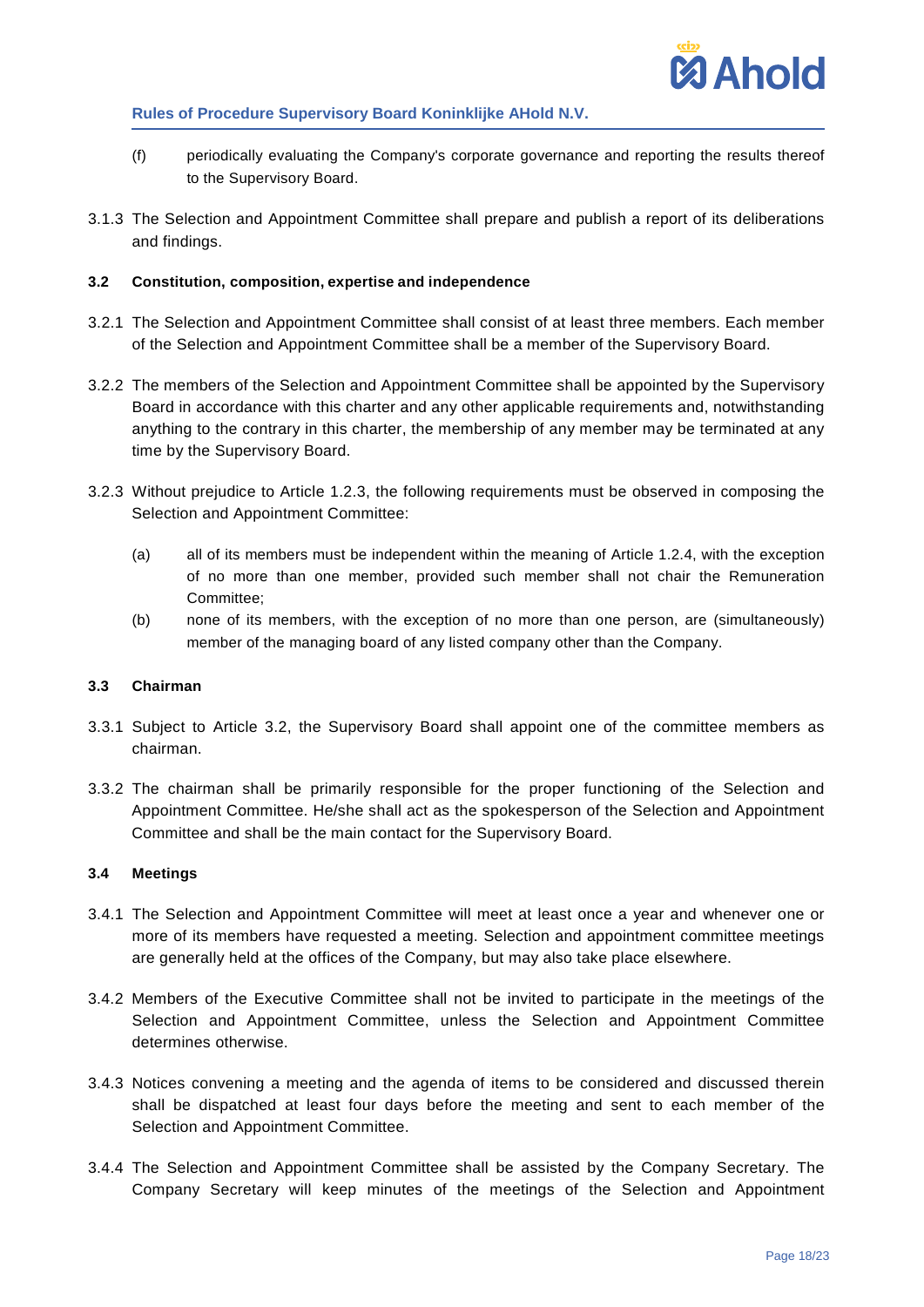(f) periodically evaluating the Company's corporate governance and reporting the results thereof to the Supervisory Board.

3.1.3 The Selection and Appointment Committee shall prepare and publish a report of its deliberations and findings.

### 3.2 Constitution, composition, expertise and independence

3.2.1 The Selection and Appointment Committee shall consist of at least three members. Each member of the Selection and Appointment Committee shall be a member of the Supervisory Board.

3.2.2 The members of the Selection and Appointment Committee shall be appointed by the Supervisory Board in accordance with this charter and any other applicable requirements and, notwithstanding anything to the contrary in this charter, the membership of any member may be terminated at any time by the Supervisory Board.

3.2.3 Without prejudice to Article 1.2.3, the following requirements must be observed in composing the Selection and Appointment Committee:

(a) all of its members must be independent within the meaning of Article 1.2.4, with the exception of no more than one member, provided such member shall not chair the Remuneration Committee;

(b) none of its members, with the exception of no more than one person, are (simultaneously) member of the managing board of any listed company other than the Company.

### 3.3 Chairman

3.3.1 Subject to Article 3.2, the Supervisory Board shall appoint one of the committee members as chairman.

3.3.2 The chairman shall be primarily responsible for the proper functioning of the Selection and Appointment Committee. He/she shall act as the spokesperson of the Selection and Appointment Committee and shall be the main contact for the Supervisory Board.

### 3.4 Meetings

3.4.1 The Selection and Appointment Committee will meet at least once a year and whenever one or more of its members have requested a meeting. Selection and appointment committee meetings are generally held at the offices of the Company, but may also take place elsewhere.

3.4.2 Members of the Executive Committee shall not be invited to participate in the meetings of the Selection and Appointment Committee, unless the Selection and Appointment Committee determines otherwise.

3.4.3 Notices convening a meeting and the agenda of items to be considered and discussed therein shall be dispatched at least four days before the meeting and sent to each member of the Selection and Appointment Committee.

3.4.4 The Selection and Appointment Committee shall be assisted by the Company Secretary. The Company Secretary will keep minutes of the meetings of the Selection and Appointment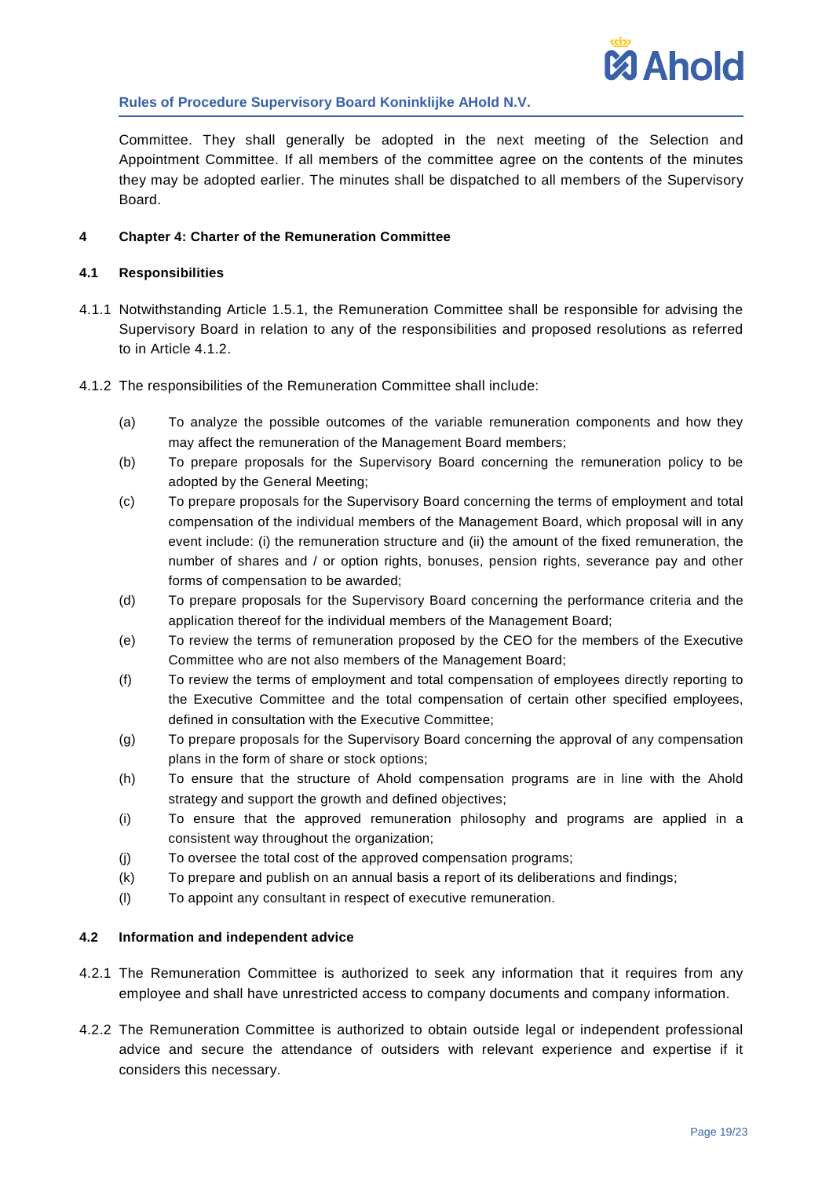Committee. They shall generally be adopted in the next meeting of the Selection and Appointment Committee. If all members of the committee agree on the contents of the minutes they may be adopted earlier. The minutes shall be dispatched to all members of the Supervisory Board.

## 4 Chapter 4: Charter of the Remuneration Committee

### 4.1 Responsibilities

4.1.1 Notwithstanding Article 1.5.1, the Remuneration Committee shall be responsible for advising the Supervisory Board in relation to any of the responsibilities and proposed resolutions as referred to in Article 4.1.2.

4.1.2 The responsibilities of the Remuneration Committee shall include:

(a) To analyze the possible outcomes of the variable remuneration components and how they may affect the remuneration of the Management Board members;

(b) To prepare proposals for the Supervisory Board concerning the remuneration policy to be adopted by the General Meeting;

(c) To prepare proposals for the Supervisory Board concerning the terms of employment and total compensation of the individual members of the Management Board, which proposal will in any event include: (i) the remuneration structure and (ii) the amount of the fixed remuneration, the number of shares and / or option rights, bonuses, pension rights, severance pay and other forms of compensation to be awarded;

(d) To prepare proposals for the Supervisory Board concerning the performance criteria and the application thereof for the individual members of the Management Board;

(e) To review the terms of remuneration proposed by the CEO for the members of the Executive Committee who are not also members of the Management Board;

(f) To review the terms of employment and total compensation of employees directly reporting to the Executive Committee and the total compensation of certain other specified employees, defined in consultation with the Executive Committee;

(g) To prepare proposals for the Supervisory Board concerning the approval of any compensation plans in the form of share or stock options;

(h) To ensure that the structure of Ahold compensation programs are in line with the Ahold strategy and support the growth and defined objectives;

(i) To ensure that the approved remuneration philosophy and programs are applied in a consistent way throughout the organization;

(j) To oversee the total cost of the approved compensation programs;

(k) To prepare and publish on an annual basis a report of its deliberations and findings;

(l) To appoint any consultant in respect of executive remuneration.

### 4.2 Information and independent advice

4.2.1 The Remuneration Committee is authorized to seek any information that it requires from any employee and shall have unrestricted access to company documents and company information.

4.2.2 The Remuneration Committee is authorized to obtain outside legal or independent professional advice and secure the attendance of outsiders with relevant experience and expertise if it considers this necessary.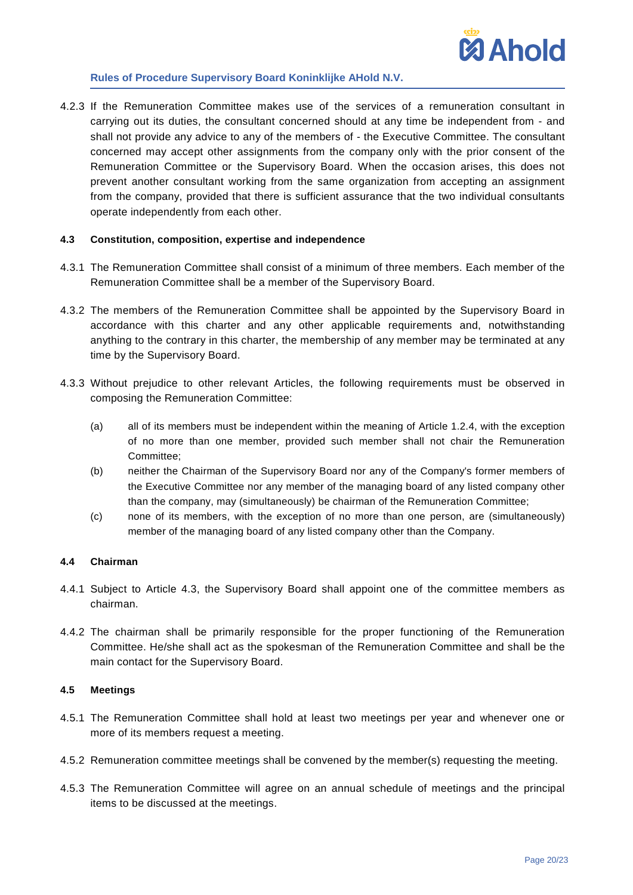4.2.3 If the Remuneration Committee makes use of the services of a remuneration consultant in carrying out its duties, the consultant concerned should at any time be independent from - and shall not provide any advice to any of the members of - the Executive Committee. The consultant concerned may accept other assignments from the company only with the prior consent of the Remuneration Committee or the Supervisory Board. When the occasion arises, this does not prevent another consultant working from the same organization from accepting an assignment from the company, provided that there is sufficient assurance that the two individual consultants operate independently from each other.

### 4.3 Constitution, composition, expertise and independence

4.3.1 The Remuneration Committee shall consist of a minimum of three members. Each member of the Remuneration Committee shall be a member of the Supervisory Board.

4.3.2 The members of the Remuneration Committee shall be appointed by the Supervisory Board in accordance with this charter and any other applicable requirements and, notwithstanding anything to the contrary in this charter, the membership of any member may be terminated at any time by the Supervisory Board.

4.3.3 Without prejudice to other relevant Articles, the following requirements must be observed in composing the Remuneration Committee:

(a) all of its members must be independent within the meaning of Article 1.2.4, with the exception of no more than one member, provided such member shall not chair the Remuneration Committee;

(b) neither the Chairman of the Supervisory Board nor any of the Company's former members of the Executive Committee nor any member of the managing board of any listed company other than the company, may (simultaneously) be chairman of the Remuneration Committee;

(c) none of its members, with the exception of no more than one person, are (simultaneously) member of the managing board of any listed company other than the Company.

### 4.4 Chairman

4.4.1 Subject to Article 4.3, the Supervisory Board shall appoint one of the committee members as chairman.

4.4.2 The chairman shall be primarily responsible for the proper functioning of the Remuneration Committee. He/she shall act as the spokesman of the Remuneration Committee and shall be the main contact for the Supervisory Board.

### 4.5 Meetings

4.5.1 The Remuneration Committee shall hold at least two meetings per year and whenever one or more of its members request a meeting.

4.5.2 Remuneration committee meetings shall be convened by the member(s) requesting the meeting.

4.5.3 The Remuneration Committee will agree on an annual schedule of meetings and the principal items to be discussed at the meetings.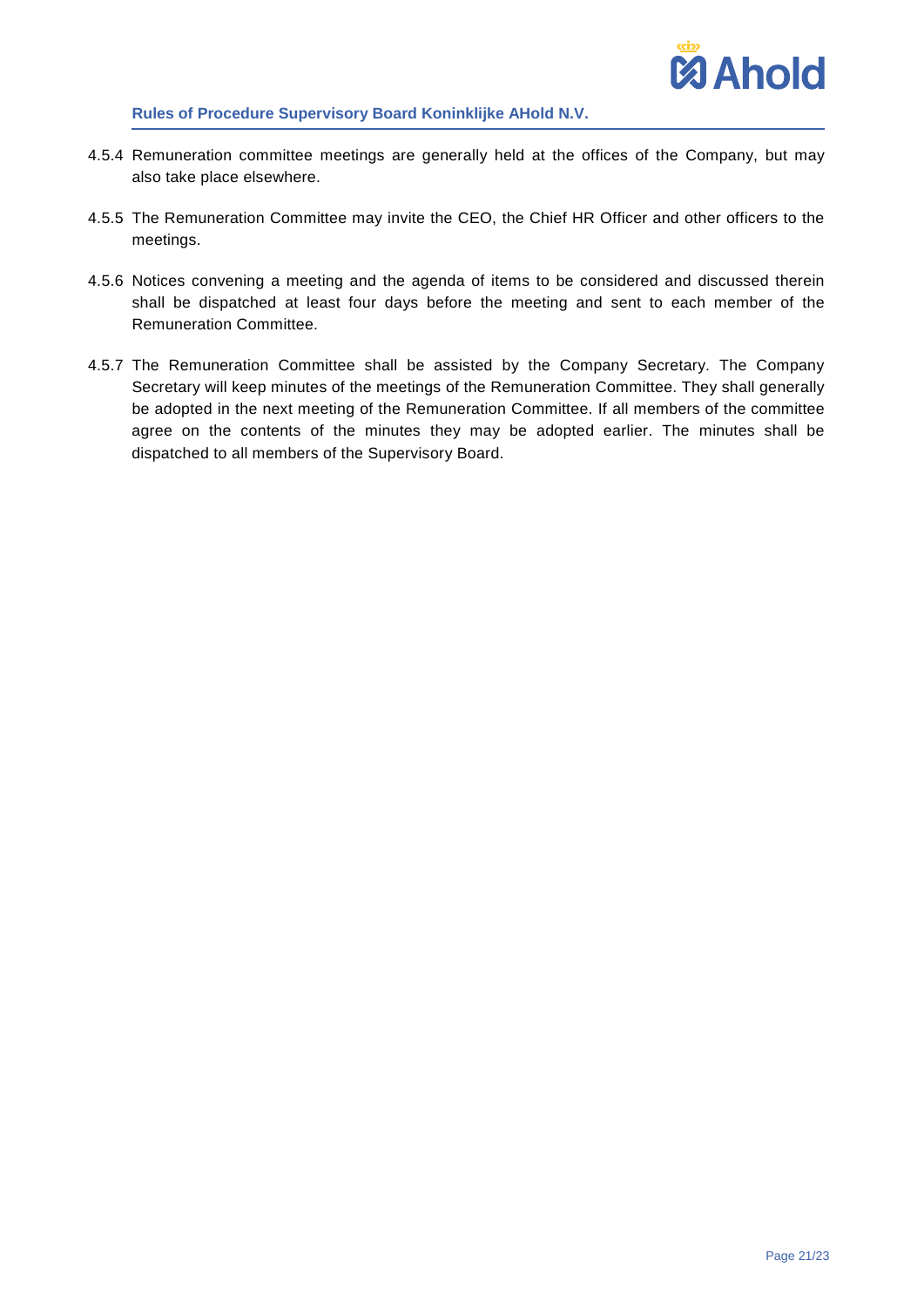4.5.4 Remuneration committee meetings are generally held at the offices of the Company, but may also take place elsewhere.

4.5.5 The Remuneration Committee may invite the CEO, the Chief HR Officer and other officers to the meetings.

4.5.6 Notices convening a meeting and the agenda of items to be considered and discussed therein shall be dispatched at least four days before the meeting and sent to each member of the Remuneration Committee.

4.5.7 The Remuneration Committee shall be assisted by the Company Secretary. The Company Secretary will keep minutes of the meetings of the Remuneration Committee. They shall generally be adopted in the next meeting of the Remuneration Committee. If all members of the committee agree on the contents of the minutes they may be adopted earlier. The minutes shall be dispatched to all members of the Supervisory Board.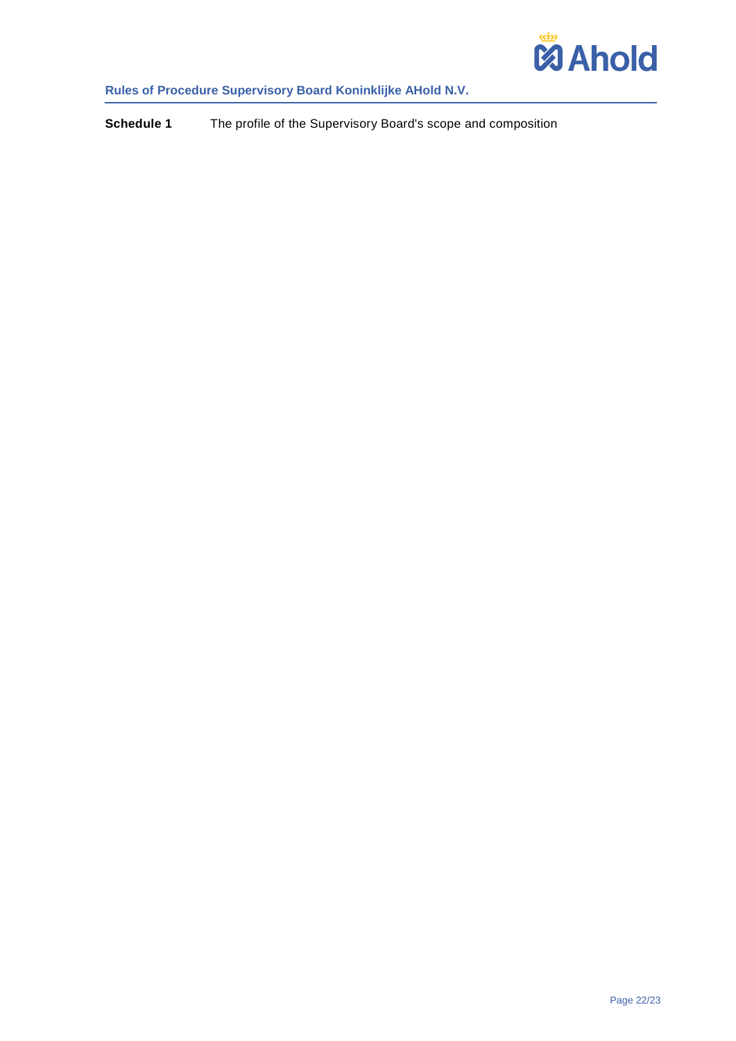**Schedule 1** The profile of the Supervisory Board's scope and composition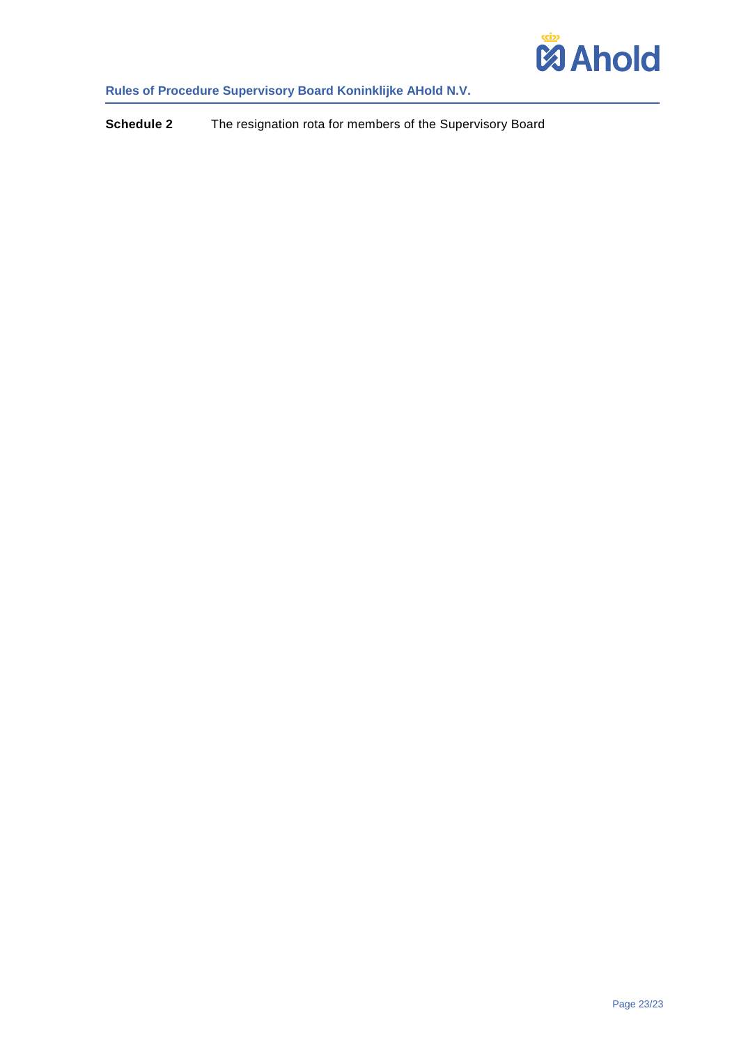**Schedule 2** The resignation rota for members of the Supervisory Board